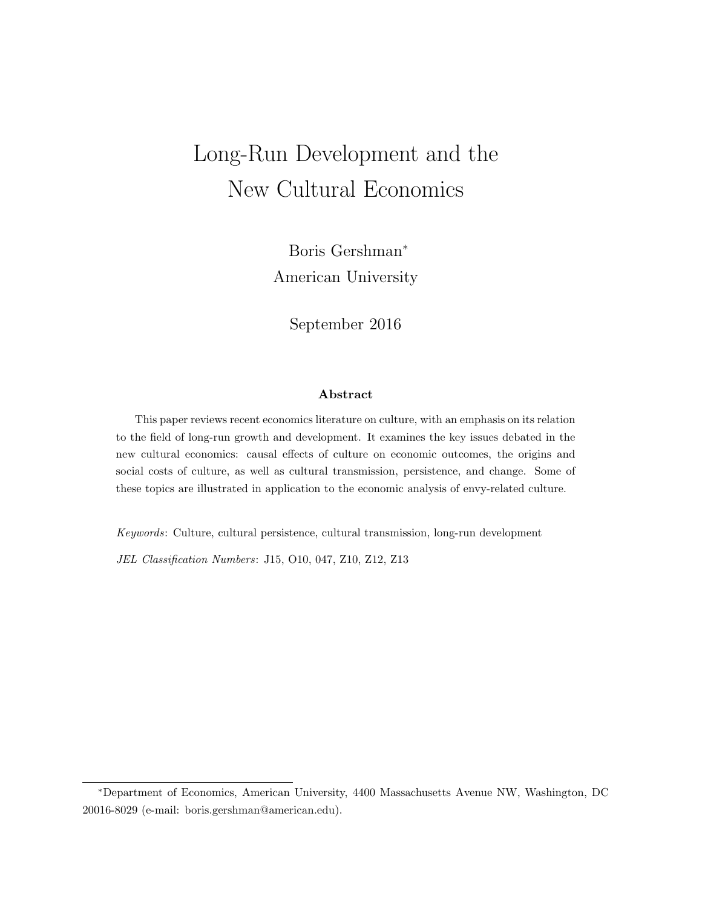# Long-Run Development and the New Cultural Economics

Boris Gershman[*]
American University

September 2016

### Abstract

This paper reviews recent economics literature on culture, with an emphasis on its relation to the field of long-run growth and development. It examines the key issues debated in the new cultural economics: causal effects of culture on economic outcomes, the origins and social costs of culture, as well as cultural transmission, persistence, and change. Some of these topics are illustrated in application to the economic analysis of envy-related culture.

*Keywords*: Culture, cultural persistence, cultural transmission, long-run development

*JEL Classification Numbers*: J15, O10, 047, Z10, Z12, Z13

[*] Department of Economics, American University, 4400 Massachusetts Avenue NW, Washington, DC 20016-8029 (e-mail: boris.gershman@american.edu).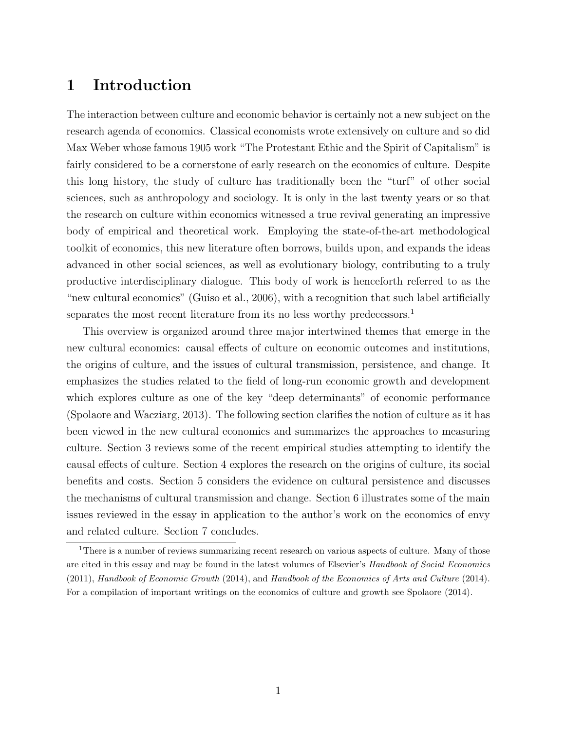# 1 Introduction

The interaction between culture and economic behavior is certainly not a new subject on the research agenda of economics. Classical economists wrote extensively on culture and so did Max Weber whose famous 1905 work "The Protestant Ethic and the Spirit of Capitalism" is fairly considered to be a cornerstone of early research on the economics of culture. Despite this long history, the study of culture has traditionally been the "turf" of other social sciences, such as anthropology and sociology. It is only in the last twenty years or so that the research on culture within economics witnessed a true revival generating an impressive body of empirical and theoretical work. Employing the state-of-the-art methodological toolkit of economics, this new literature often borrows, builds upon, and expands the ideas advanced in other social sciences, as well as evolutionary biology, contributing to a truly productive interdisciplinary dialogue. This body of work is henceforth referred to as the "new cultural economics" (Guiso et al., 2006), with a recognition that such label artificially separates the most recent literature from its no less worthy predecessors.[1]

This overview is organized around three major intertwined themes that emerge in the new cultural economics: causal effects of culture on economic outcomes and institutions, the origins of culture, and the issues of cultural transmission, persistence, and change. It emphasizes the studies related to the field of long-run economic growth and development which explores culture as one of the key "deep determinants" of economic performance (Spolaore and Wacziarg, 2013). The following section clarifies the notion of culture as it has been viewed in the new cultural economics and summarizes the approaches to measuring culture. Section 3 reviews some of the recent empirical studies attempting to identify the causal effects of culture. Section 4 explores the research on the origins of culture, its social benefits and costs. Section 5 considers the evidence on cultural persistence and discusses the mechanisms of cultural transmission and change. Section 6 illustrates some of the main issues reviewed in the essay in application to the author's work on the economics of envy and related culture. Section 7 concludes.

[1] There is a number of reviews summarizing recent research on various aspects of culture. Many of those are cited in this essay and may be found in the latest volumes of Elsevier's *Handbook of Social Economics* (2011), *Handbook of Economic Growth* (2014), and *Handbook of the Economics of Arts and Culture* (2014). For a compilation of important writings on the economics of culture and growth see Spolaore (2014).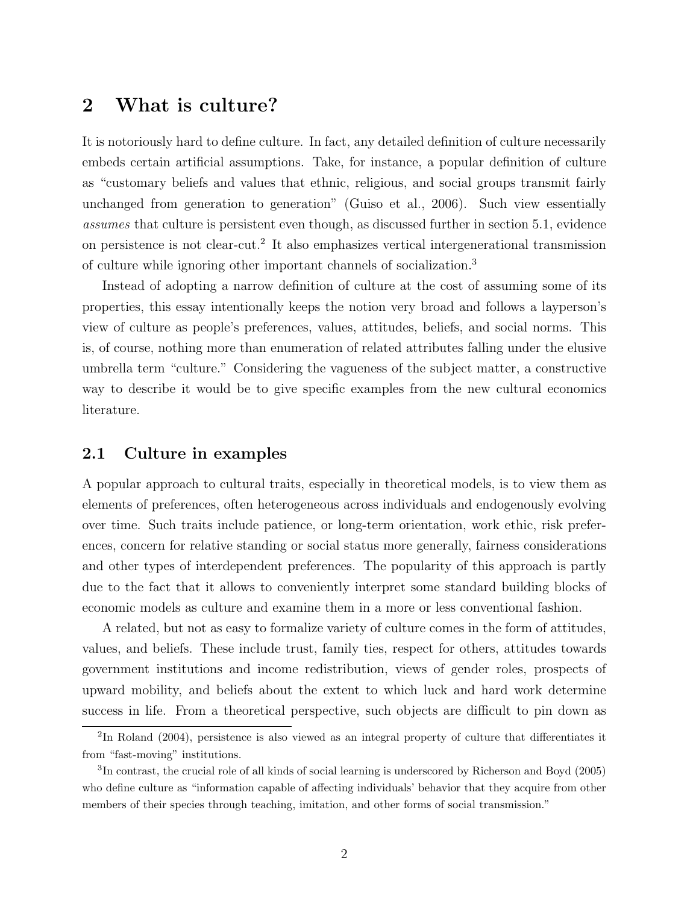## 2 What is culture?

It is notoriously hard to define culture. In fact, any detailed definition of culture necessarily embeds certain artificial assumptions. Take, for instance, a popular definition of culture as "customary beliefs and values that ethnic, religious, and social groups transmit fairly unchanged from generation to generation" (Guiso et al., 2006). Such view essentially *assumes* that culture is persistent even though, as discussed further in section 5.1, evidence on persistence is not clear-cut.[2] It also emphasizes vertical intergenerational transmission of culture while ignoring other important channels of socialization.[3]

Instead of adopting a narrow definition of culture at the cost of assuming some of its properties, this essay intentionally keeps the notion very broad and follows a layperson's view of culture as people's preferences, values, attitudes, beliefs, and social norms. This is, of course, nothing more than enumeration of related attributes falling under the elusive umbrella term "culture." Considering the vagueness of the subject matter, a constructive way to describe it would be to give specific examples from the new cultural economics literature.

### 2.1 Culture in examples

A popular approach to cultural traits, especially in theoretical models, is to view them as elements of preferences, often heterogeneous across individuals and endogenously evolving over time. Such traits include patience, or long-term orientation, work ethic, risk preferences, concern for relative standing or social status more generally, fairness considerations and other types of interdependent preferences. The popularity of this approach is partly due to the fact that it allows to conveniently interpret some standard building blocks of economic models as culture and examine them in a more or less conventional fashion.

A related, but not as easy to formalize variety of culture comes in the form of attitudes, values, and beliefs. These include trust, family ties, respect for others, attitudes towards government institutions and income redistribution, views of gender roles, prospects of upward mobility, and beliefs about the extent to which luck and hard work determine success in life. From a theoretical perspective, such objects are difficult to pin down as

[2] In Roland (2004), persistence is also viewed as an integral property of culture that differentiates it from "fast-moving" institutions.

[3] In contrast, the crucial role of all kinds of social learning is underscored by Richerson and Boyd (2005) who define culture as "information capable of affecting individuals' behavior that they acquire from other members of their species through teaching, imitation, and other forms of social transmission."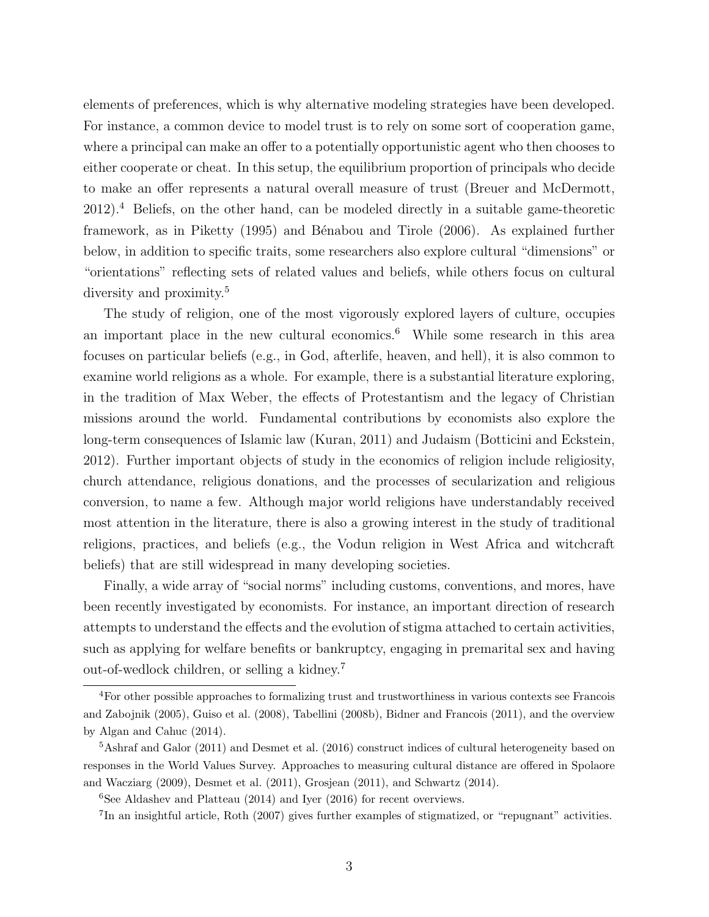elements of preferences, which is why alternative modeling strategies have been developed. For instance, a common device to model trust is to rely on some sort of cooperation game, where a principal can make an offer to a potentially opportunistic agent who then chooses to either cooperate or cheat. In this setup, the equilibrium proportion of principals who decide to make an offer represents a natural overall measure of trust (Breuer and McDermott, 2012).[4] Beliefs, on the other hand, can be modeled directly in a suitable game-theoretic framework, as in Piketty (1995) and Bénabou and Tirole (2006). As explained further below, in addition to specific traits, some researchers also explore cultural "dimensions" or "orientations" reflecting sets of related values and beliefs, while others focus on cultural diversity and proximity.[5]

The study of religion, one of the most vigorously explored layers of culture, occupies an important place in the new cultural economics.[6] While some research in this area focuses on particular beliefs (e.g., in God, afterlife, heaven, and hell), it is also common to examine world religions as a whole. For example, there is a substantial literature exploring, in the tradition of Max Weber, the effects of Protestantism and the legacy of Christian missions around the world. Fundamental contributions by economists also explore the long-term consequences of Islamic law (Kuran, 2011) and Judaism (Botticini and Eckstein, 2012). Further important objects of study in the economics of religion include religiosity, church attendance, religious donations, and the processes of secularization and religious conversion, to name a few. Although major world religions have understandably received most attention in the literature, there is also a growing interest in the study of traditional religions, practices, and beliefs (e.g., the Vodun religion in West Africa and witchcraft beliefs) that are still widespread in many developing societies.

Finally, a wide array of "social norms" including customs, conventions, and mores, have been recently investigated by economists. For instance, an important direction of research attempts to understand the effects and the evolution of stigma attached to certain activities, such as applying for welfare benefits or bankruptcy, engaging in premarital sex and having out-of-wedlock children, or selling a kidney.[7]

[4] For other possible approaches to formalizing trust and trustworthiness in various contexts see Francois and Zabojnik (2005), Guiso et al. (2008), Tabellini (2008b), Bidner and Francois (2011), and the overview by Algan and Cahuc (2014).

[5] Ashraf and Galor (2011) and Desmet et al. (2016) construct indices of cultural heterogeneity based on responses in the World Values Survey. Approaches to measuring cultural distance are offered in Spolaore and Wacziarg (2009), Desmet et al. (2011), Grosjean (2011), and Schwartz (2014).

[6] See Aldashev and Platteau (2014) and Iyer (2016) for recent overviews.

[7] In an insightful article, Roth (2007) gives further examples of stigmatized, or "repugnant" activities.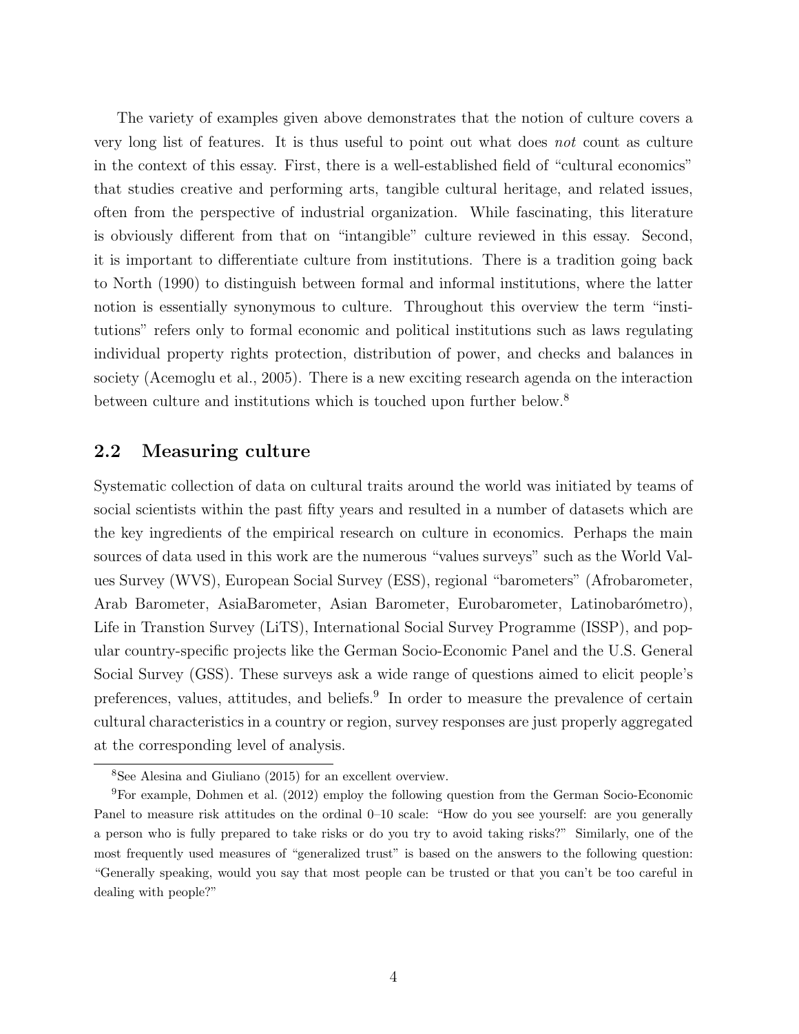The variety of examples given above demonstrates that the notion of culture covers a very long list of features. It is thus useful to point out what does *not* count as culture in the context of this essay. First, there is a well-established field of "cultural economics" that studies creative and performing arts, tangible cultural heritage, and related issues, often from the perspective of industrial organization. While fascinating, this literature is obviously different from that on "intangible" culture reviewed in this essay. Second, it is important to differentiate culture from institutions. There is a tradition going back to North (1990) to distinguish between formal and informal institutions, where the latter notion is essentially synonymous to culture. Throughout this overview the term "institutions" refers only to formal economic and political institutions such as laws regulating individual property rights protection, distribution of power, and checks and balances in society (Acemoglu et al., 2005). There is a new exciting research agenda on the interaction between culture and institutions which is touched upon further below.[8]

## 2.2 Measuring culture

Systematic collection of data on cultural traits around the world was initiated by teams of social scientists within the past fifty years and resulted in a number of datasets which are the key ingredients of the empirical research on culture in economics. Perhaps the main sources of data used in this work are the numerous "values surveys" such as the World Values Survey (WVS), European Social Survey (ESS), regional "barometers" (Afrobarometer, Arab Barometer, AsiaBarometer, Asian Barometer, Eurobarometer, Latinobarómetro), Life in Transtion Survey (LiTS), International Social Survey Programme (ISSP), and popular country-specific projects like the German Socio-Economic Panel and the U.S. General Social Survey (GSS). These surveys ask a wide range of questions aimed to elicit people's preferences, values, attitudes, and beliefs.[9] In order to measure the prevalence of certain cultural characteristics in a country or region, survey responses are just properly aggregated at the corresponding level of analysis.

[8] See Alesina and Giuliano (2015) for an excellent overview.

[9] For example, Dohmen et al. (2012) employ the following question from the German Socio-Economic Panel to measure risk attitudes on the ordinal 0–10 scale: "How do you see yourself: are you generally a person who is fully prepared to take risks or do you try to avoid taking risks?" Similarly, one of the most frequently used measures of "generalized trust" is based on the answers to the following question: "Generally speaking, would you say that most people can be trusted or that you can't be too careful in dealing with people?"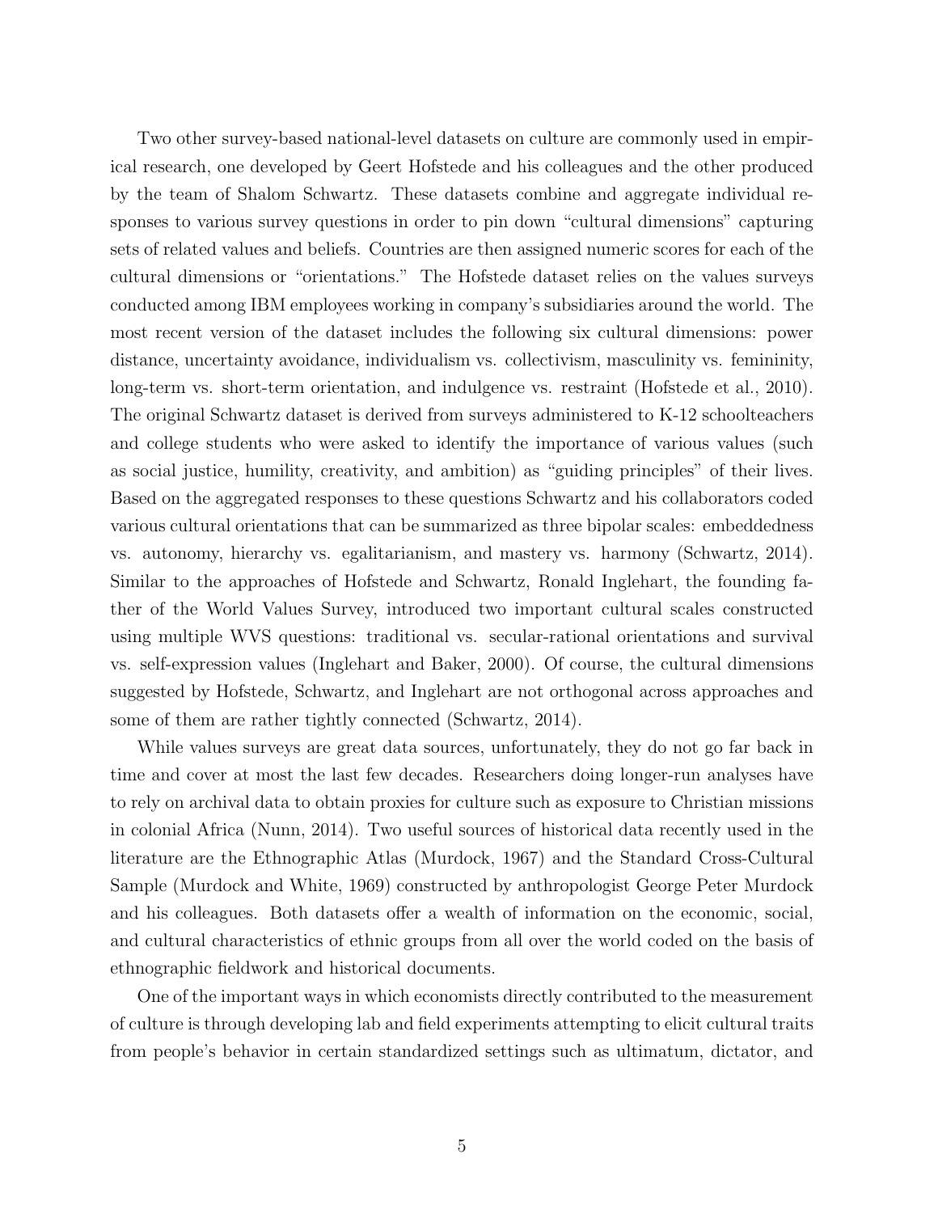Two other survey-based national-level datasets on culture are commonly used in empirical research, one developed by Geert Hofstede and his colleagues and the other produced by the team of Shalom Schwartz. These datasets combine and aggregate individual responses to various survey questions in order to pin down "cultural dimensions" capturing sets of related values and beliefs. Countries are then assigned numeric scores for each of the cultural dimensions or "orientations." The Hofstede dataset relies on the values surveys conducted among IBM employees working in company's subsidiaries around the world. The most recent version of the dataset includes the following six cultural dimensions: power distance, uncertainty avoidance, individualism vs. collectivism, masculinity vs. femininity, long-term vs. short-term orientation, and indulgence vs. restraint (Hofstede et al., 2010). The original Schwartz dataset is derived from surveys administered to K-12 schoolteachers and college students who were asked to identify the importance of various values (such as social justice, humility, creativity, and ambition) as "guiding principles" of their lives. Based on the aggregated responses to these questions Schwartz and his collaborators coded various cultural orientations that can be summarized as three bipolar scales: embeddedness vs. autonomy, hierarchy vs. egalitarianism, and mastery vs. harmony (Schwartz, 2014). Similar to the approaches of Hofstede and Schwartz, Ronald Inglehart, the founding father of the World Values Survey, introduced two important cultural scales constructed using multiple WVS questions: traditional vs. secular-rational orientations and survival vs. self-expression values (Inglehart and Baker, 2000). Of course, the cultural dimensions suggested by Hofstede, Schwartz, and Inglehart are not orthogonal across approaches and some of them are rather tightly connected (Schwartz, 2014).

While values surveys are great data sources, unfortunately, they do not go far back in time and cover at most the last few decades. Researchers doing longer-run analyses have to rely on archival data to obtain proxies for culture such as exposure to Christian missions in colonial Africa (Nunn, 2014). Two useful sources of historical data recently used in the literature are the Ethnographic Atlas (Murdock, 1967) and the Standard Cross-Cultural Sample (Murdock and White, 1969) constructed by anthropologist George Peter Murdock and his colleagues. Both datasets offer a wealth of information on the economic, social, and cultural characteristics of ethnic groups from all over the world coded on the basis of ethnographic fieldwork and historical documents.

One of the important ways in which economists directly contributed to the measurement of culture is through developing lab and field experiments attempting to elicit cultural traits from people's behavior in certain standardized settings such as ultimatum, dictator, and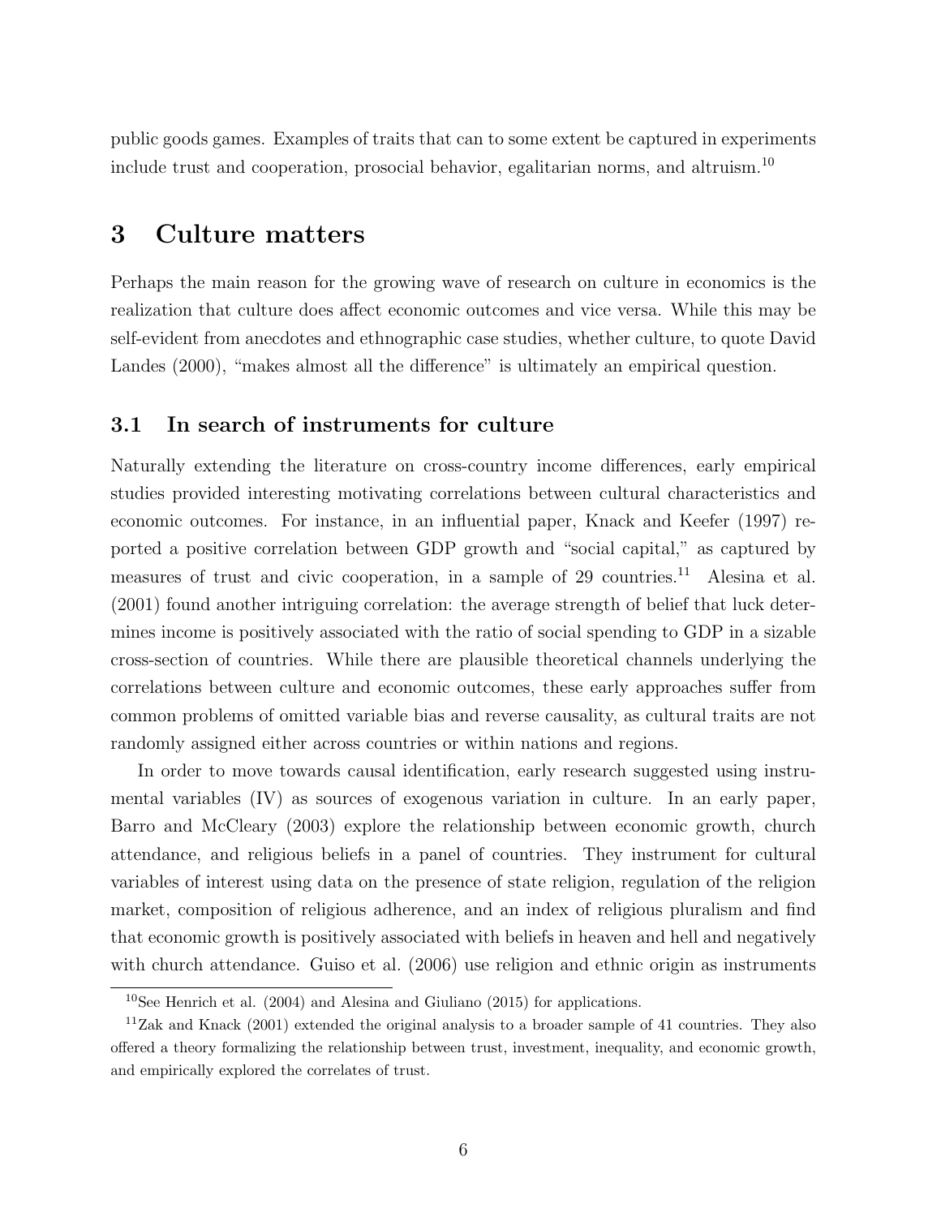public goods games. Examples of traits that can to some extent be captured in experiments include trust and cooperation, prosocial behavior, egalitarian norms, and altruism.[10]

# 3 Culture matters

Perhaps the main reason for the growing wave of research on culture in economics is the realization that culture does affect economic outcomes and vice versa. While this may be self-evident from anecdotes and ethnographic case studies, whether culture, to quote David Landes (2000), "makes almost all the difference" is ultimately an empirical question.

## 3.1 In search of instruments for culture

Naturally extending the literature on cross-country income differences, early empirical studies provided interesting motivating correlations between cultural characteristics and economic outcomes. For instance, in an influential paper, Knack and Keefer (1997) reported a positive correlation between GDP growth and "social capital," as captured by measures of trust and civic cooperation, in a sample of 29 countries.[11] Alesina et al. (2001) found another intriguing correlation: the average strength of belief that luck determines income is positively associated with the ratio of social spending to GDP in a sizable cross-section of countries. While there are plausible theoretical channels underlying the correlations between culture and economic outcomes, these early approaches suffer from common problems of omitted variable bias and reverse causality, as cultural traits are not randomly assigned either across countries or within nations and regions.

In order to move towards causal identification, early research suggested using instrumental variables (IV) as sources of exogenous variation in culture. In an early paper, Barro and McCleary (2003) explore the relationship between economic growth, church attendance, and religious beliefs in a panel of countries. They instrument for cultural variables of interest using data on the presence of state religion, regulation of the religion market, composition of religious adherence, and an index of religious pluralism and find that economic growth is positively associated with beliefs in heaven and hell and negatively with church attendance. Guiso et al. (2006) use religion and ethnic origin as instruments

[10] See Henrich et al. (2004) and Alesina and Giuliano (2015) for applications.

[11] Zak and Knack (2001) extended the original analysis to a broader sample of 41 countries. They also offered a theory formalizing the relationship between trust, investment, inequality, and economic growth, and empirically explored the correlates of trust.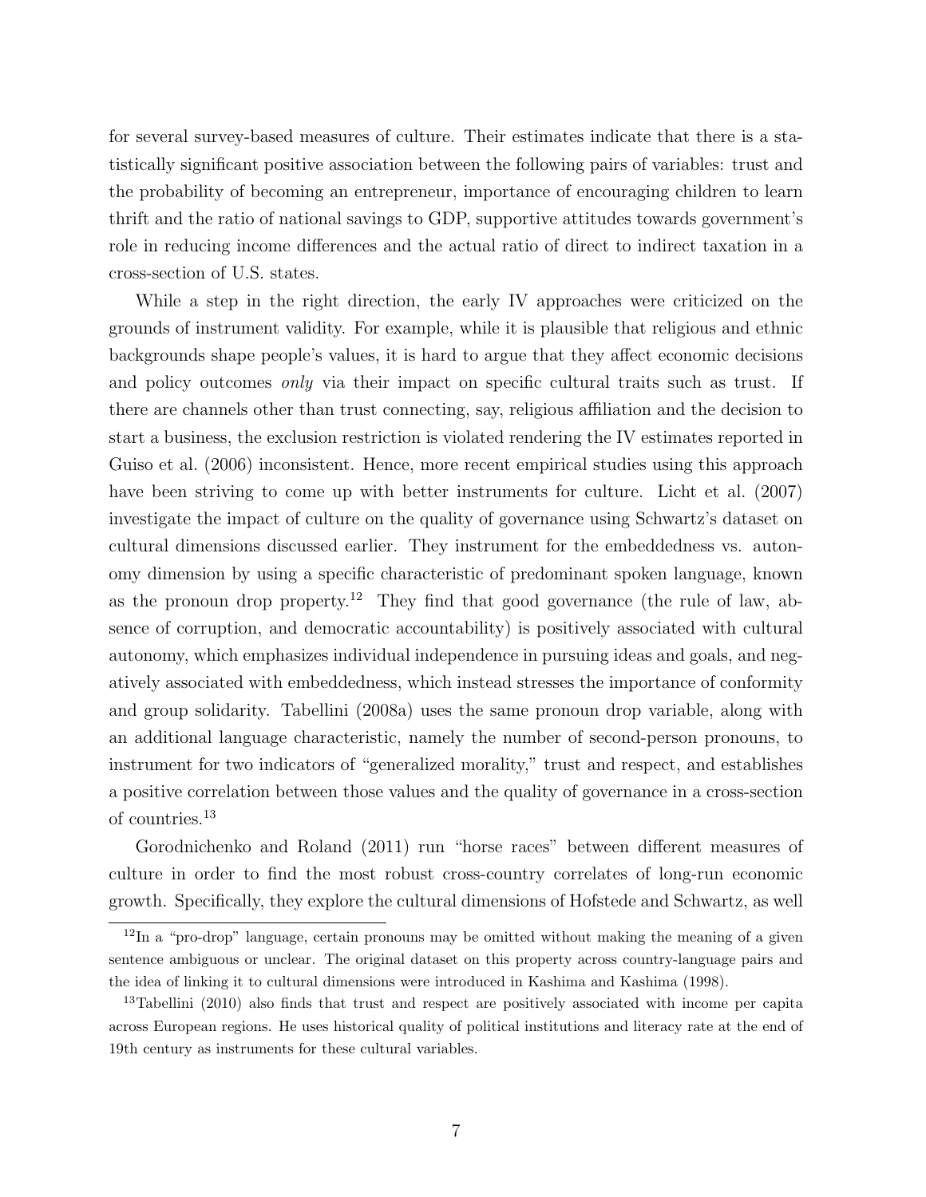for several survey-based measures of culture. Their estimates indicate that there is a statistically significant positive association between the following pairs of variables: trust and the probability of becoming an entrepreneur, importance of encouraging children to learn thrift and the ratio of national savings to GDP, supportive attitudes towards government's role in reducing income differences and the actual ratio of direct to indirect taxation in a cross-section of U.S. states.

While a step in the right direction, the early IV approaches were criticized on the grounds of instrument validity. For example, while it is plausible that religious and ethnic backgrounds shape people's values, it is hard to argue that they affect economic decisions and policy outcomes *only* via their impact on specific cultural traits such as trust. If there are channels other than trust connecting, say, religious affiliation and the decision to start a business, the exclusion restriction is violated rendering the IV estimates reported in Guiso et al. (2006) inconsistent. Hence, more recent empirical studies using this approach have been striving to come up with better instruments for culture. Licht et al. (2007) investigate the impact of culture on the quality of governance using Schwartz's dataset on cultural dimensions discussed earlier. They instrument for the embeddedness vs. autonomy dimension by using a specific characteristic of predominant spoken language, known as the pronoun drop property.[12] They find that good governance (the rule of law, absence of corruption, and democratic accountability) is positively associated with cultural autonomy, which emphasizes individual independence in pursuing ideas and goals, and negatively associated with embeddedness, which instead stresses the importance of conformity and group solidarity. Tabellini (2008a) uses the same pronoun drop variable, along with an additional language characteristic, namely the number of second-person pronouns, to instrument for two indicators of "generalized morality," trust and respect, and establishes a positive correlation between those values and the quality of governance in a cross-section of countries.[13]

Gorodnichenko and Roland (2011) run "horse races" between different measures of culture in order to find the most robust cross-country correlates of long-run economic growth. Specifically, they explore the cultural dimensions of Hofstede and Schwartz, as well

[12] In a "pro-drop" language, certain pronouns may be omitted without making the meaning of a given sentence ambiguous or unclear. The original dataset on this property across country-language pairs and the idea of linking it to cultural dimensions were introduced in Kashima and Kashima (1998).

[13] Tabellini (2010) also finds that trust and respect are positively associated with income per capita across European regions. He uses historical quality of political institutions and literacy rate at the end of 19th century as instruments for these cultural variables.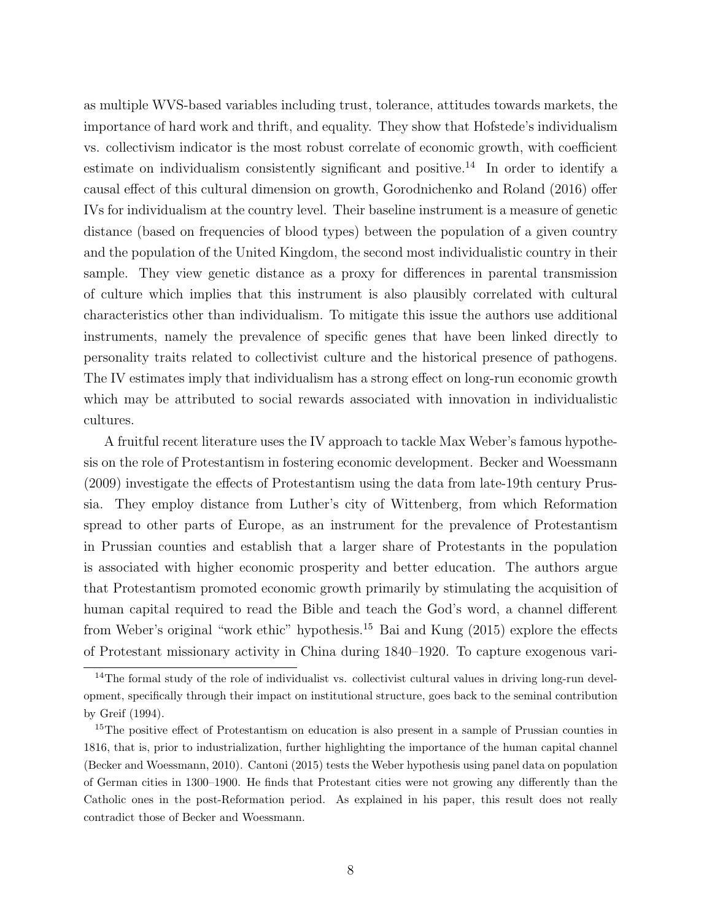as multiple WVS-based variables including trust, tolerance, attitudes towards markets, the importance of hard work and thrift, and equality. They show that Hofstede's individualism vs. collectivism indicator is the most robust correlate of economic growth, with coefficient estimate on individualism consistently significant and positive.[14] In order to identify a causal effect of this cultural dimension on growth, Gorodnichenko and Roland (2016) offer IVs for individualism at the country level. Their baseline instrument is a measure of genetic distance (based on frequencies of blood types) between the population of a given country and the population of the United Kingdom, the second most individualistic country in their sample. They view genetic distance as a proxy for differences in parental transmission of culture which implies that this instrument is also plausibly correlated with cultural characteristics other than individualism. To mitigate this issue the authors use additional instruments, namely the prevalence of specific genes that have been linked directly to personality traits related to collectivist culture and the historical presence of pathogens. The IV estimates imply that individualism has a strong effect on long-run economic growth which may be attributed to social rewards associated with innovation in individualistic cultures.

A fruitful recent literature uses the IV approach to tackle Max Weber's famous hypothesis on the role of Protestantism in fostering economic development. Becker and Woessmann (2009) investigate the effects of Protestantism using the data from late-19th century Prussia. They employ distance from Luther's city of Wittenberg, from which Reformation spread to other parts of Europe, as an instrument for the prevalence of Protestantism in Prussian counties and establish that a larger share of Protestants in the population is associated with higher economic prosperity and better education. The authors argue that Protestantism promoted economic growth primarily by stimulating the acquisition of human capital required to read the Bible and teach the God's word, a channel different from Weber's original "work ethic" hypothesis.[15] Bai and Kung (2015) explore the effects of Protestant missionary activity in China during 1840–1920. To capture exogenous vari-

[14] The formal study of the role of individualist vs. collectivist cultural values in driving long-run development, specifically through their impact on institutional structure, goes back to the seminal contribution by Greif (1994).

[15] The positive effect of Protestantism on education is also present in a sample of Prussian counties in 1816, that is, prior to industrialization, further highlighting the importance of the human capital channel (Becker and Woessmann, 2010). Cantoni (2015) tests the Weber hypothesis using panel data on population of German cities in 1300–1900. He finds that Protestant cities were not growing any differently than the Catholic ones in the post-Reformation period. As explained in his paper, this result does not really contradict those of Becker and Woessmann.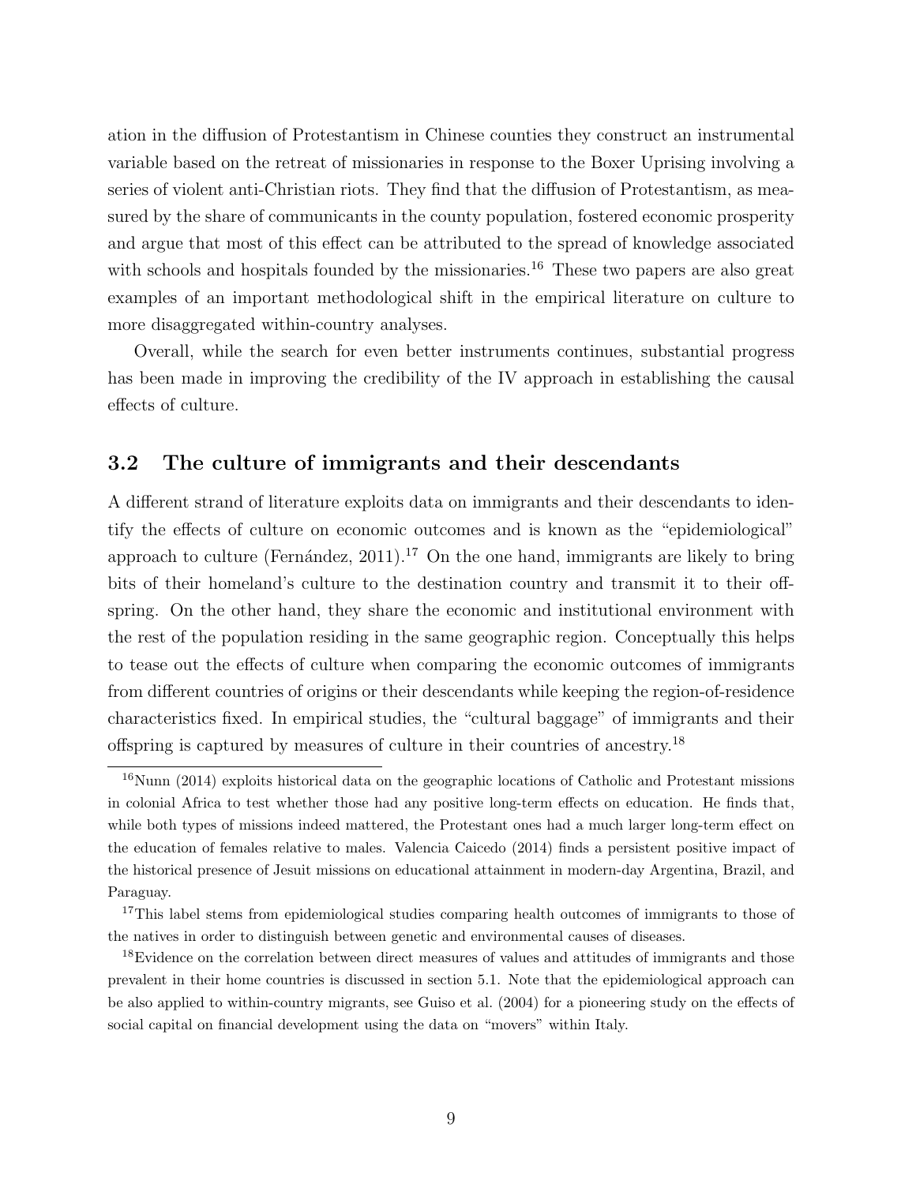ation in the diffusion of Protestantism in Chinese counties they construct an instrumental variable based on the retreat of missionaries in response to the Boxer Uprising involving a series of violent anti-Christian riots. They find that the diffusion of Protestantism, as measured by the share of communicants in the county population, fostered economic prosperity and argue that most of this effect can be attributed to the spread of knowledge associated with schools and hospitals founded by the missionaries.[16] These two papers are also great examples of an important methodological shift in the empirical literature on culture to more disaggregated within-country analyses.

Overall, while the search for even better instruments continues, substantial progress has been made in improving the credibility of the IV approach in establishing the causal effects of culture.

## 3.2 The culture of immigrants and their descendants

A different strand of literature exploits data on immigrants and their descendants to identify the effects of culture on economic outcomes and is known as the "epidemiological" approach to culture (Fernández, 2011).[17] On the one hand, immigrants are likely to bring bits of their homeland's culture to the destination country and transmit it to their offspring. On the other hand, they share the economic and institutional environment with the rest of the population residing in the same geographic region. Conceptually this helps to tease out the effects of culture when comparing the economic outcomes of immigrants from different countries of origins or their descendants while keeping the region-of-residence characteristics fixed. In empirical studies, the "cultural baggage" of immigrants and their offspring is captured by measures of culture in their countries of ancestry.[18]

---

[16] Nunn (2014) exploits historical data on the geographic locations of Catholic and Protestant missions in colonial Africa to test whether those had any positive long-term effects on education. He finds that, while both types of missions indeed mattered, the Protestant ones had a much larger long-term effect on the education of females relative to males. Valencia Caicedo (2014) finds a persistent positive impact of the historical presence of Jesuit missions on educational attainment in modern-day Argentina, Brazil, and Paraguay.

[17] This label stems from epidemiological studies comparing health outcomes of immigrants to those of the natives in order to distinguish between genetic and environmental causes of diseases.

[18] Evidence on the correlation between direct measures of values and attitudes of immigrants and those prevalent in their home countries is discussed in section 5.1. Note that the epidemiological approach can be also applied to within-country migrants, see Guiso et al. (2004) for a pioneering study on the effects of social capital on financial development using the data on "movers" within Italy.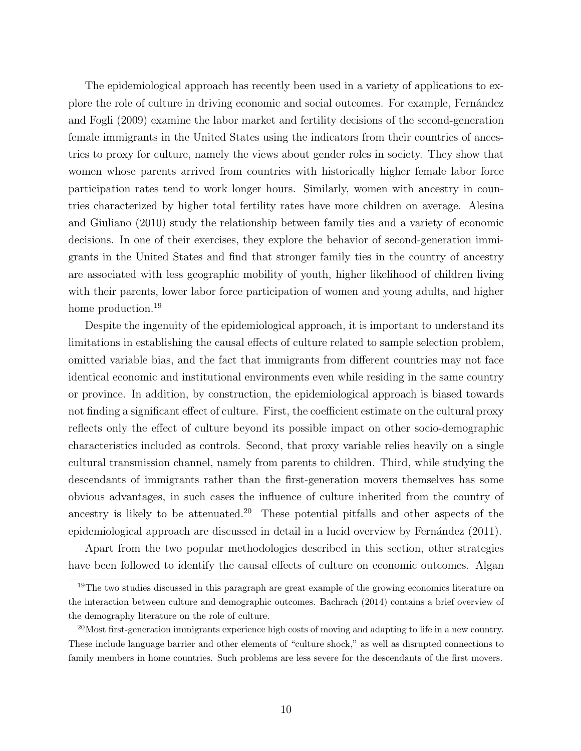The epidemiological approach has recently been used in a variety of applications to explore the role of culture in driving economic and social outcomes. For example, Fernández and Fogli (2009) examine the labor market and fertility decisions of the second-generation female immigrants in the United States using the indicators from their countries of ancestries to proxy for culture, namely the views about gender roles in society. They show that women whose parents arrived from countries with historically higher female labor force participation rates tend to work longer hours. Similarly, women with ancestry in countries characterized by higher total fertility rates have more children on average. Alesina and Giuliano (2010) study the relationship between family ties and a variety of economic decisions. In one of their exercises, they explore the behavior of second-generation immigrants in the United States and find that stronger family ties in the country of ancestry are associated with less geographic mobility of youth, higher likelihood of children living with their parents, lower labor force participation of women and young adults, and higher home production.[19]

Despite the ingenuity of the epidemiological approach, it is important to understand its limitations in establishing the causal effects of culture related to sample selection problem, omitted variable bias, and the fact that immigrants from different countries may not face identical economic and institutional environments even while residing in the same country or province. In addition, by construction, the epidemiological approach is biased towards not finding a significant effect of culture. First, the coefficient estimate on the cultural proxy reflects only the effect of culture beyond its possible impact on other socio-demographic characteristics included as controls. Second, that proxy variable relies heavily on a single cultural transmission channel, namely from parents to children. Third, while studying the descendants of immigrants rather than the first-generation movers themselves has some obvious advantages, in such cases the influence of culture inherited from the country of ancestry is likely to be attenuated.[20] These potential pitfalls and other aspects of the epidemiological approach are discussed in detail in a lucid overview by Fernández (2011).

Apart from the two popular methodologies described in this section, other strategies have been followed to identify the causal effects of culture on economic outcomes. Algan

[19]The two studies discussed in this paragraph are great example of the growing economics literature on the interaction between culture and demographic outcomes. Bachrach (2014) contains a brief overview of the demography literature on the role of culture.

[20]Most first-generation immigrants experience high costs of moving and adapting to life in a new country. These include language barrier and other elements of "culture shock," as well as disrupted connections to family members in home countries. Such problems are less severe for the descendants of the first movers.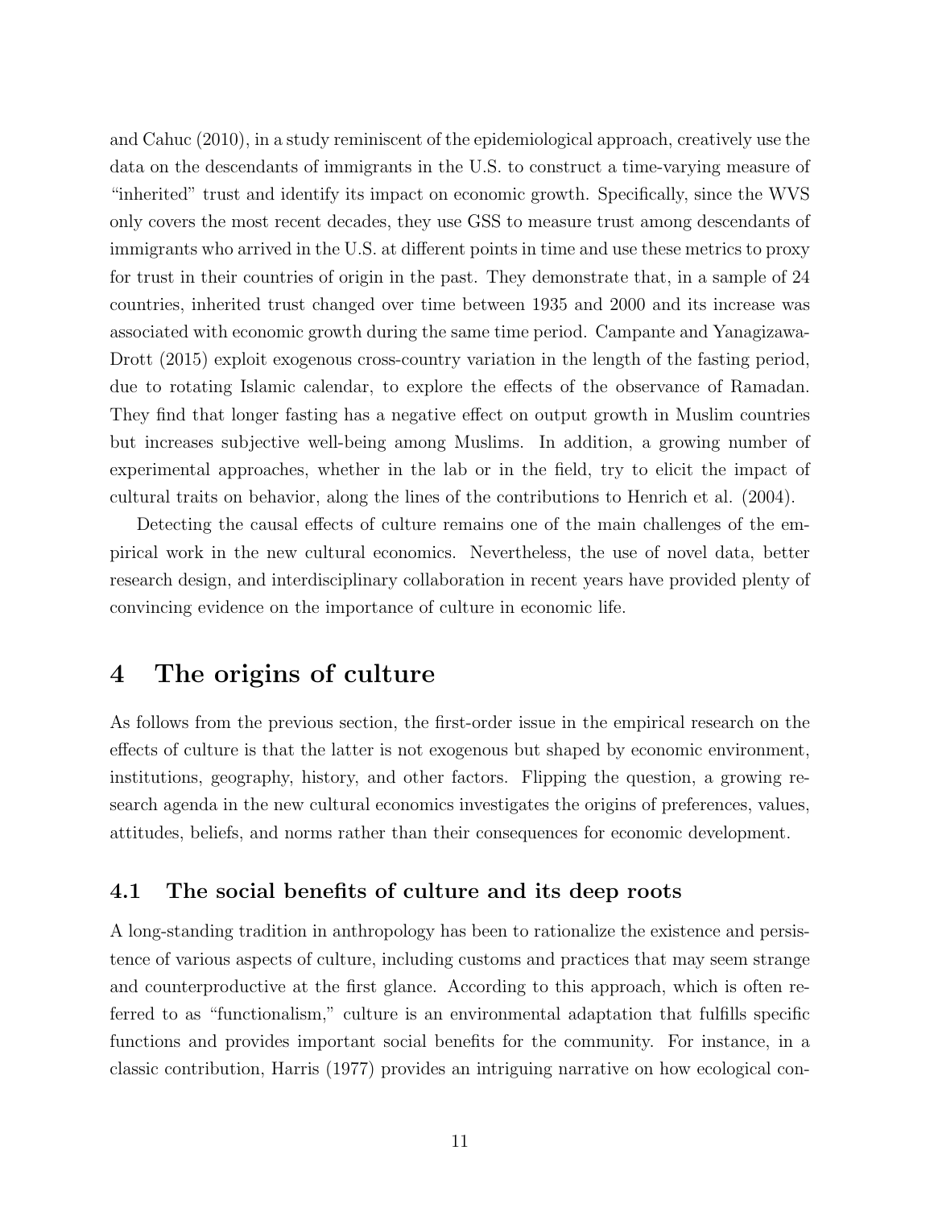and Cahuc (2010), in a study reminiscent of the epidemiological approach, creatively use the data on the descendants of immigrants in the U.S. to construct a time-varying measure of "inherited" trust and identify its impact on economic growth. Specifically, since the WVS only covers the most recent decades, they use GSS to measure trust among descendants of immigrants who arrived in the U.S. at different points in time and use these metrics to proxy for trust in their countries of origin in the past. They demonstrate that, in a sample of 24 countries, inherited trust changed over time between 1935 and 2000 and its increase was associated with economic growth during the same time period. Campante and Yanagizawa-Drott (2015) exploit exogenous cross-country variation in the length of the fasting period, due to rotating Islamic calendar, to explore the effects of the observance of Ramadan. They find that longer fasting has a negative effect on output growth in Muslim countries but increases subjective well-being among Muslims. In addition, a growing number of experimental approaches, whether in the lab or in the field, try to elicit the impact of cultural traits on behavior, along the lines of the contributions to Henrich et al. (2004).

Detecting the causal effects of culture remains one of the main challenges of the empirical work in the new cultural economics. Nevertheless, the use of novel data, better research design, and interdisciplinary collaboration in recent years have provided plenty of convincing evidence on the importance of culture in economic life.

# 4 The origins of culture

As follows from the previous section, the first-order issue in the empirical research on the effects of culture is that the latter is not exogenous but shaped by economic environment, institutions, geography, history, and other factors. Flipping the question, a growing research agenda in the new cultural economics investigates the origins of preferences, values, attitudes, beliefs, and norms rather than their consequences for economic development.

## 4.1 The social benefits of culture and its deep roots

A long-standing tradition in anthropology has been to rationalize the existence and persistence of various aspects of culture, including customs and practices that may seem strange and counterproductive at the first glance. According to this approach, which is often referred to as "functionalism," culture is an environmental adaptation that fulfills specific functions and provides important social benefits for the community. For instance, in a classic contribution, Harris (1977) provides an intriguing narrative on how ecological con-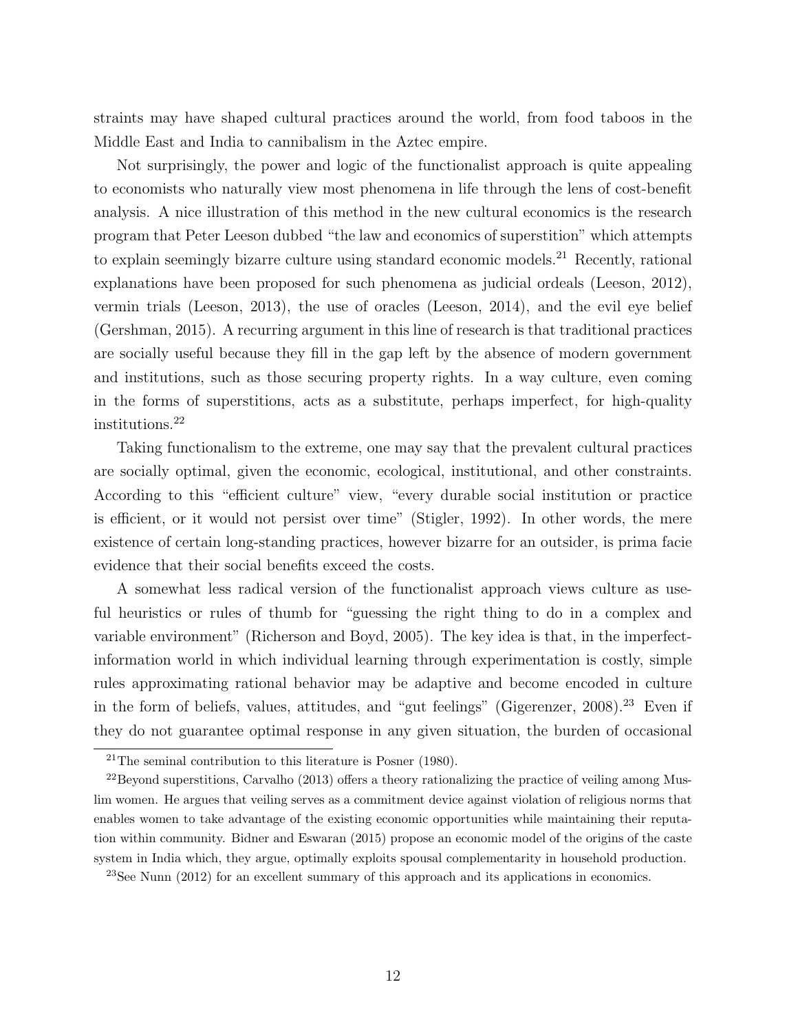straints may have shaped cultural practices around the world, from food taboos in the Middle East and India to cannibalism in the Aztec empire.

Not surprisingly, the power and logic of the functionalist approach is quite appealing to economists who naturally view most phenomena in life through the lens of cost-benefit analysis. A nice illustration of this method in the new cultural economics is the research program that Peter Leeson dubbed "the law and economics of superstition" which attempts to explain seemingly bizarre culture using standard economic models.[21] Recently, rational explanations have been proposed for such phenomena as judicial ordeals (Leeson, 2012), vermin trials (Leeson, 2013), the use of oracles (Leeson, 2014), and the evil eye belief (Gershman, 2015). A recurring argument in this line of research is that traditional practices are socially useful because they fill in the gap left by the absence of modern government and institutions, such as those securing property rights. In a way culture, even coming in the forms of superstitions, acts as a substitute, perhaps imperfect, for high-quality institutions.[22]

Taking functionalism to the extreme, one may say that the prevalent cultural practices are socially optimal, given the economic, ecological, institutional, and other constraints. According to this "efficient culture" view, "every durable social institution or practice is efficient, or it would not persist over time" (Stigler, 1992). In other words, the mere existence of certain long-standing practices, however bizarre for an outsider, is prima facie evidence that their social benefits exceed the costs.

A somewhat less radical version of the functionalist approach views culture as useful heuristics or rules of thumb for "guessing the right thing to do in a complex and variable environment" (Richerson and Boyd, 2005). The key idea is that, in the imperfect-information world in which individual learning through experimentation is costly, simple rules approximating rational behavior may be adaptive and become encoded in culture in the form of beliefs, values, attitudes, and "gut feelings" (Gigerenzer, 2008).[23] Even if they do not guarantee optimal response in any given situation, the burden of occasional

[21] The seminal contribution to this literature is Posner (1980).

[22] Beyond superstitions, Carvalho (2013) offers a theory rationalizing the practice of veiling among Muslim women. He argues that veiling serves as a commitment device against violation of religious norms that enables women to take advantage of the existing economic opportunities while maintaining their reputation within community. Bidner and Eswaran (2015) propose an economic model of the origins of the caste system in India which, they argue, optimally exploits spousal complementarity in household production.

[23] See Nunn (2012) for an excellent summary of this approach and its applications in economics.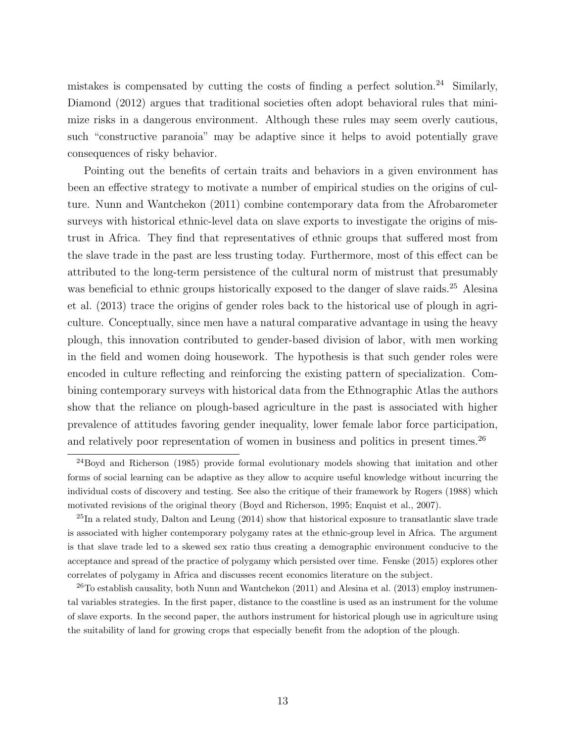mistakes is compensated by cutting the costs of finding a perfect solution.[24] Similarly, Diamond (2012) argues that traditional societies often adopt behavioral rules that minimize risks in a dangerous environment. Although these rules may seem overly cautious, such "constructive paranoia" may be adaptive since it helps to avoid potentially grave consequences of risky behavior.

Pointing out the benefits of certain traits and behaviors in a given environment has been an effective strategy to motivate a number of empirical studies on the origins of culture. Nunn and Wantchekon (2011) combine contemporary data from the Afrobarometer surveys with historical ethnic-level data on slave exports to investigate the origins of mistrust in Africa. They find that representatives of ethnic groups that suffered most from the slave trade in the past are less trusting today. Furthermore, most of this effect can be attributed to the long-term persistence of the cultural norm of mistrust that presumably was beneficial to ethnic groups historically exposed to the danger of slave raids.[25] Alesina et al. (2013) trace the origins of gender roles back to the historical use of plough in agriculture. Conceptually, since men have a natural comparative advantage in using the heavy plough, this innovation contributed to gender-based division of labor, with men working in the field and women doing housework. The hypothesis is that such gender roles were encoded in culture reflecting and reinforcing the existing pattern of specialization. Combining contemporary surveys with historical data from the Ethnographic Atlas the authors show that the reliance on plough-based agriculture in the past is associated with higher prevalence of attitudes favoring gender inequality, lower female labor force participation, and relatively poor representation of women in business and politics in present times.[26]

[24] Boyd and Richerson (1985) provide formal evolutionary models showing that imitation and other forms of social learning can be adaptive as they allow to acquire useful knowledge without incurring the individual costs of discovery and testing. See also the critique of their framework by Rogers (1988) which motivated revisions of the original theory (Boyd and Richerson, 1995; Enquist et al., 2007).

[25] In a related study, Dalton and Leung (2014) show that historical exposure to transatlantic slave trade is associated with higher contemporary polygamy rates at the ethnic-group level in Africa. The argument is that slave trade led to a skewed sex ratio thus creating a demographic environment conducive to the acceptance and spread of the practice of polygamy which persisted over time. Fenske (2015) explores other correlates of polygamy in Africa and discusses recent economics literature on the subject.

[26] To establish causality, both Nunn and Wantchekon (2011) and Alesina et al. (2013) employ instrumental variables strategies. In the first paper, distance to the coastline is used as an instrument for the volume of slave exports. In the second paper, the authors instrument for historical plough use in agriculture using the suitability of land for growing crops that especially benefit from the adoption of the plough.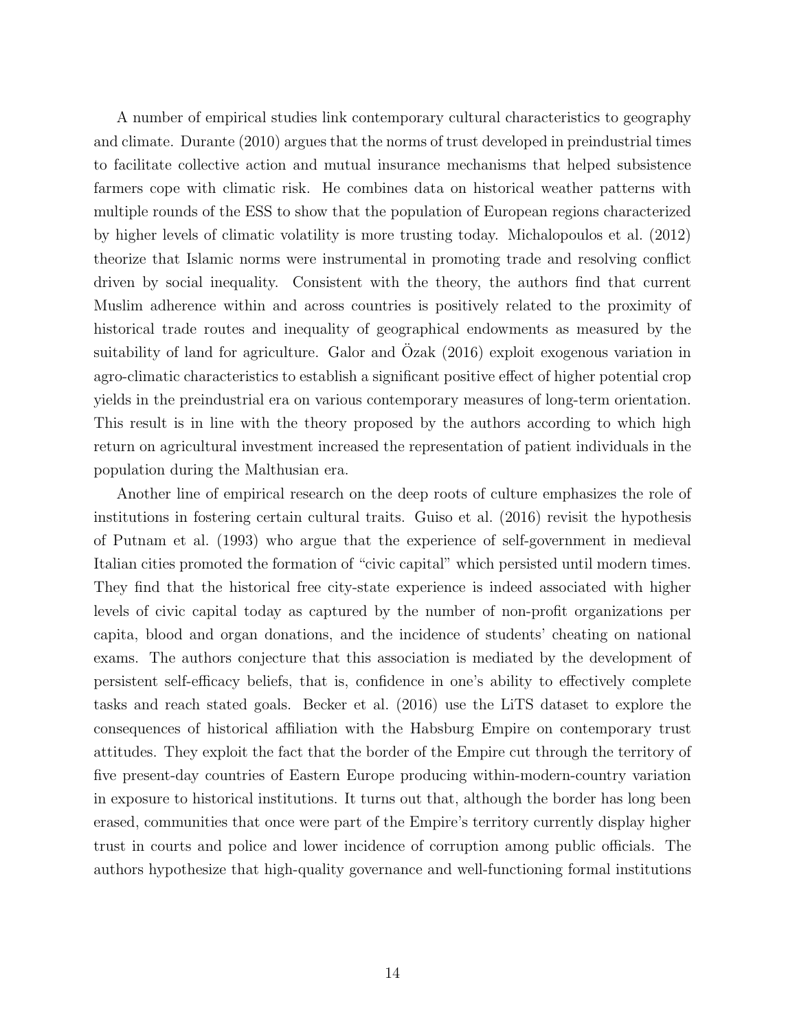A number of empirical studies link contemporary cultural characteristics to geography and climate. Durante (2010) argues that the norms of trust developed in preindustrial times to facilitate collective action and mutual insurance mechanisms that helped subsistence farmers cope with climatic risk. He combines data on historical weather patterns with multiple rounds of the ESS to show that the population of European regions characterized by higher levels of climatic volatility is more trusting today. Michalopoulos et al. (2012) theorize that Islamic norms were instrumental in promoting trade and resolving conflict driven by social inequality. Consistent with the theory, the authors find that current Muslim adherence within and across countries is positively related to the proximity of historical trade routes and inequality of geographical endowments as measured by the suitability of land for agriculture. Galor and Özak (2016) exploit exogenous variation in agro-climatic characteristics to establish a significant positive effect of higher potential crop yields in the preindustrial era on various contemporary measures of long-term orientation. This result is in line with the theory proposed by the authors according to which high return on agricultural investment increased the representation of patient individuals in the population during the Malthusian era.

Another line of empirical research on the deep roots of culture emphasizes the role of institutions in fostering certain cultural traits. Guiso et al. (2016) revisit the hypothesis of Putnam et al. (1993) who argue that the experience of self-government in medieval Italian cities promoted the formation of "civic capital" which persisted until modern times. They find that the historical free city-state experience is indeed associated with higher levels of civic capital today as captured by the number of non-profit organizations per capita, blood and organ donations, and the incidence of students' cheating on national exams. The authors conjecture that this association is mediated by the development of persistent self-efficacy beliefs, that is, confidence in one's ability to effectively complete tasks and reach stated goals. Becker et al. (2016) use the LiTS dataset to explore the consequences of historical affiliation with the Habsburg Empire on contemporary trust attitudes. They exploit the fact that the border of the Empire cut through the territory of five present-day countries of Eastern Europe producing within-modern-country variation in exposure to historical institutions. It turns out that, although the border has long been erased, communities that once were part of the Empire's territory currently display higher trust in courts and police and lower incidence of corruption among public officials. The authors hypothesize that high-quality governance and well-functioning formal institutions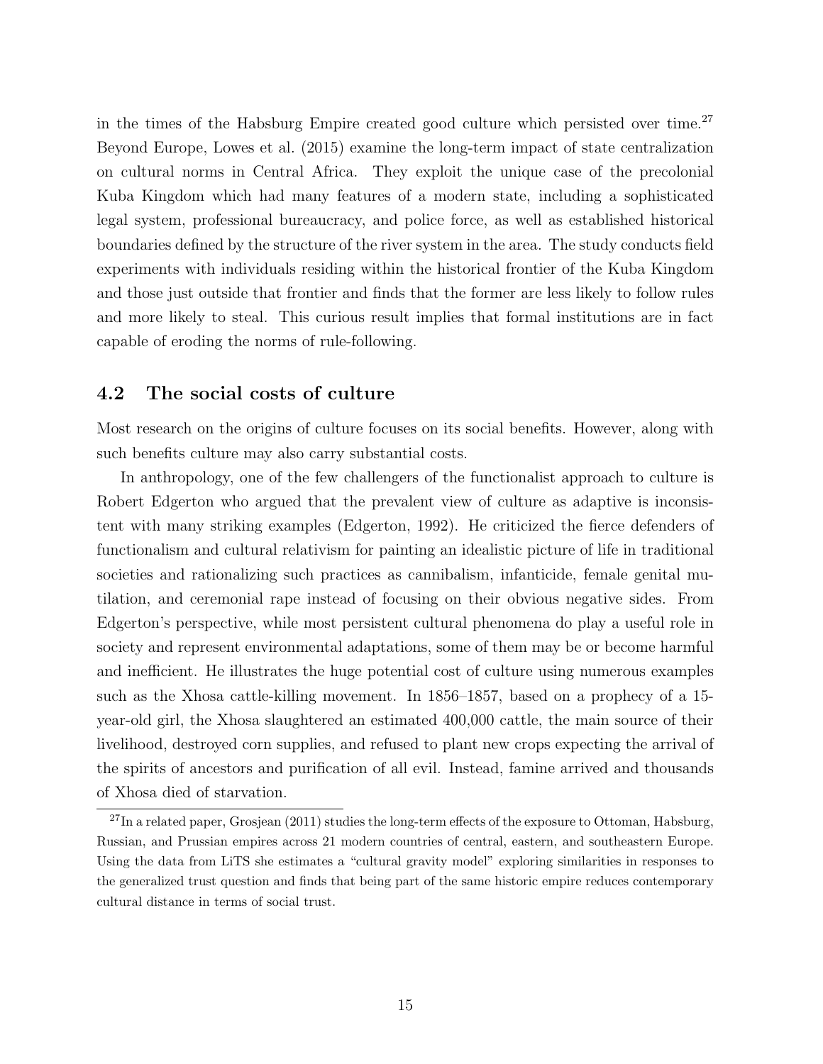in the times of the Habsburg Empire created good culture which persisted over time.[27] Beyond Europe, Lowes et al. (2015) examine the long-term impact of state centralization on cultural norms in Central Africa. They exploit the unique case of the precolonial Kuba Kingdom which had many features of a modern state, including a sophisticated legal system, professional bureaucracy, and police force, as well as established historical boundaries defined by the structure of the river system in the area. The study conducts field experiments with individuals residing within the historical frontier of the Kuba Kingdom and those just outside that frontier and finds that the former are less likely to follow rules and more likely to steal. This curious result implies that formal institutions are in fact capable of eroding the norms of rule-following.

## 4.2 The social costs of culture

Most research on the origins of culture focuses on its social benefits. However, along with such benefits culture may also carry substantial costs.

In anthropology, one of the few challengers of the functionalist approach to culture is Robert Edgerton who argued that the prevalent view of culture as adaptive is inconsistent with many striking examples (Edgerton, 1992). He criticized the fierce defenders of functionalism and cultural relativism for painting an idealistic picture of life in traditional societies and rationalizing such practices as cannibalism, infanticide, female genital mutilation, and ceremonial rape instead of focusing on their obvious negative sides. From Edgerton's perspective, while most persistent cultural phenomena do play a useful role in society and represent environmental adaptations, some of them may be or become harmful and inefficient. He illustrates the huge potential cost of culture using numerous examples such as the Xhosa cattle-killing movement. In 1856–1857, based on a prophecy of a 15-year-old girl, the Xhosa slaughtered an estimated 400,000 cattle, the main source of their livelihood, destroyed corn supplies, and refused to plant new crops expecting the arrival of the spirits of ancestors and purification of all evil. Instead, famine arrived and thousands of Xhosa died of starvation.

[27] In a related paper, Grosjean (2011) studies the long-term effects of the exposure to Ottoman, Habsburg, Russian, and Prussian empires across 21 modern countries of central, eastern, and southeastern Europe. Using the data from LiTS she estimates a "cultural gravity model" exploring similarities in responses to the generalized trust question and finds that being part of the same historic empire reduces contemporary cultural distance in terms of social trust.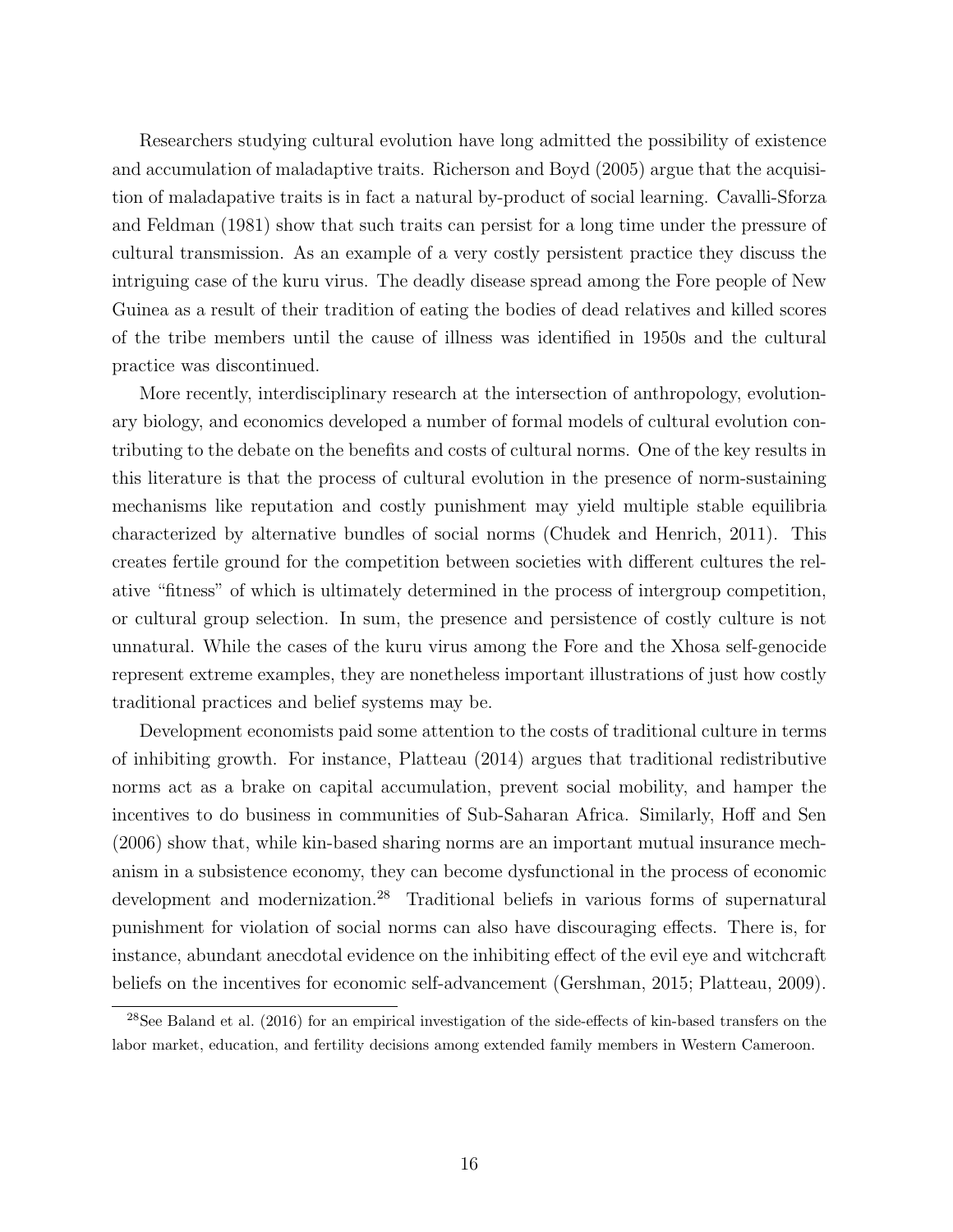Researchers studying cultural evolution have long admitted the possibility of existence and accumulation of maladaptive traits. Richerson and Boyd (2005) argue that the acquisition of maladapative traits is in fact a natural by-product of social learning. Cavalli-Sforza and Feldman (1981) show that such traits can persist for a long time under the pressure of cultural transmission. As an example of a very costly persistent practice they discuss the intriguing case of the kuru virus. The deadly disease spread among the Fore people of New Guinea as a result of their tradition of eating the bodies of dead relatives and killed scores of the tribe members until the cause of illness was identified in 1950s and the cultural practice was discontinued.

More recently, interdisciplinary research at the intersection of anthropology, evolutionary biology, and economics developed a number of formal models of cultural evolution contributing to the debate on the benefits and costs of cultural norms. One of the key results in this literature is that the process of cultural evolution in the presence of norm-sustaining mechanisms like reputation and costly punishment may yield multiple stable equilibria characterized by alternative bundles of social norms (Chudek and Henrich, 2011). This creates fertile ground for the competition between societies with different cultures the relative "fitness" of which is ultimately determined in the process of intergroup competition, or cultural group selection. In sum, the presence and persistence of costly culture is not unnatural. While the cases of the kuru virus among the Fore and the Xhosa self-genocide represent extreme examples, they are nonetheless important illustrations of just how costly traditional practices and belief systems may be.

Development economists paid some attention to the costs of traditional culture in terms of inhibiting growth. For instance, Platteau (2014) argues that traditional redistributive norms act as a brake on capital accumulation, prevent social mobility, and hamper the incentives to do business in communities of Sub-Saharan Africa. Similarly, Hoff and Sen (2006) show that, while kin-based sharing norms are an important mutual insurance mechanism in a subsistence economy, they can become dysfunctional in the process of economic development and modernization.[28] Traditional beliefs in various forms of supernatural punishment for violation of social norms can also have discouraging effects. There is, for instance, abundant anecdotal evidence on the inhibiting effect of the evil eye and witchcraft beliefs on the incentives for economic self-advancement (Gershman, 2015; Platteau, 2009).

[28] See Baland et al. (2016) for an empirical investigation of the side-effects of kin-based transfers on the labor market, education, and fertility decisions among extended family members in Western Cameroon.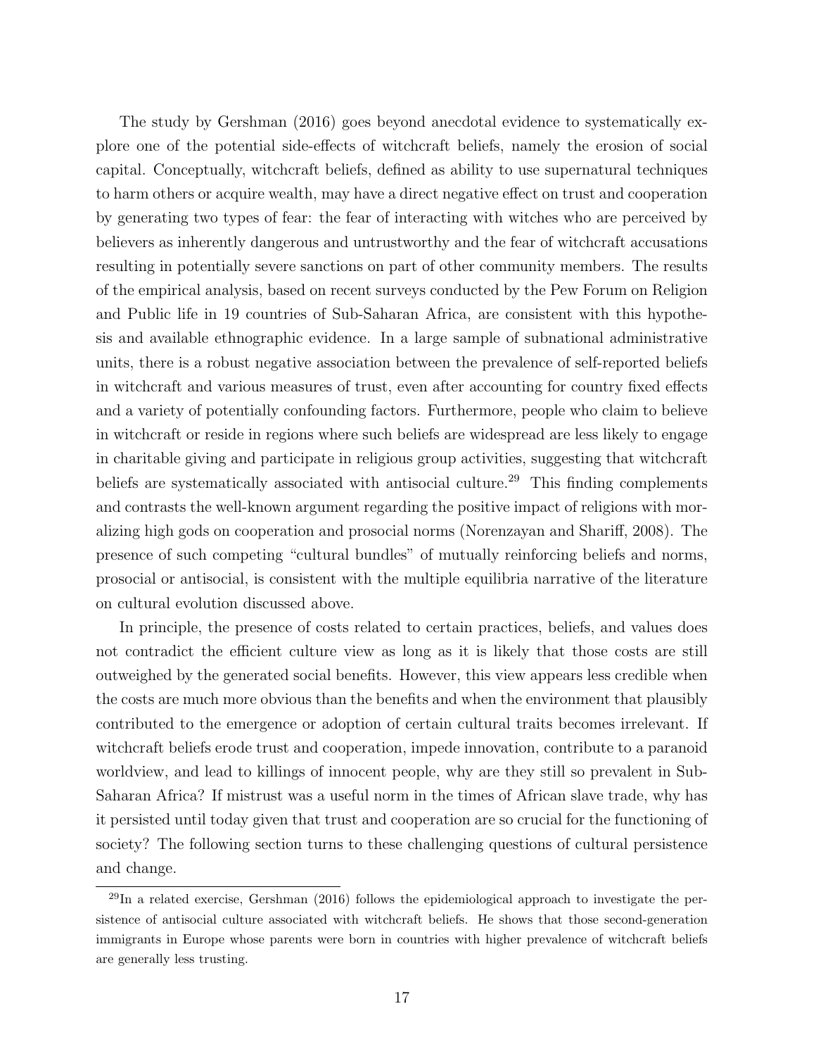The study by Gershman (2016) goes beyond anecdotal evidence to systematically explore one of the potential side-effects of witchcraft beliefs, namely the erosion of social capital. Conceptually, witchcraft beliefs, defined as ability to use supernatural techniques to harm others or acquire wealth, may have a direct negative effect on trust and cooperation by generating two types of fear: the fear of interacting with witches who are perceived by believers as inherently dangerous and untrustworthy and the fear of witchcraft accusations resulting in potentially severe sanctions on part of other community members. The results of the empirical analysis, based on recent surveys conducted by the Pew Forum on Religion and Public life in 19 countries of Sub-Saharan Africa, are consistent with this hypothesis and available ethnographic evidence. In a large sample of subnational administrative units, there is a robust negative association between the prevalence of self-reported beliefs in witchcraft and various measures of trust, even after accounting for country fixed effects and a variety of potentially confounding factors. Furthermore, people who claim to believe in witchcraft or reside in regions where such beliefs are widespread are less likely to engage in charitable giving and participate in religious group activities, suggesting that witchcraft beliefs are systematically associated with antisocial culture.[29] This finding complements and contrasts the well-known argument regarding the positive impact of religions with moralizing high gods on cooperation and prosocial norms (Norenzayan and Shariff, 2008). The presence of such competing "cultural bundles" of mutually reinforcing beliefs and norms, prosocial or antisocial, is consistent with the multiple equilibria narrative of the literature on cultural evolution discussed above.

In principle, the presence of costs related to certain practices, beliefs, and values does not contradict the efficient culture view as long as it is likely that those costs are still outweighed by the generated social benefits. However, this view appears less credible when the costs are much more obvious than the benefits and when the environment that plausibly contributed to the emergence or adoption of certain cultural traits becomes irrelevant. If witchcraft beliefs erode trust and cooperation, impede innovation, contribute to a paranoid worldview, and lead to killings of innocent people, why are they still so prevalent in Sub-Saharan Africa? If mistrust was a useful norm in the times of African slave trade, why has it persisted until today given that trust and cooperation are so crucial for the functioning of society? The following section turns to these challenging questions of cultural persistence and change.

[29] In a related exercise, Gershman (2016) follows the epidemiological approach to investigate the persistence of antisocial culture associated with witchcraft beliefs. He shows that those second-generation immigrants in Europe whose parents were born in countries with higher prevalence of witchcraft beliefs are generally less trusting.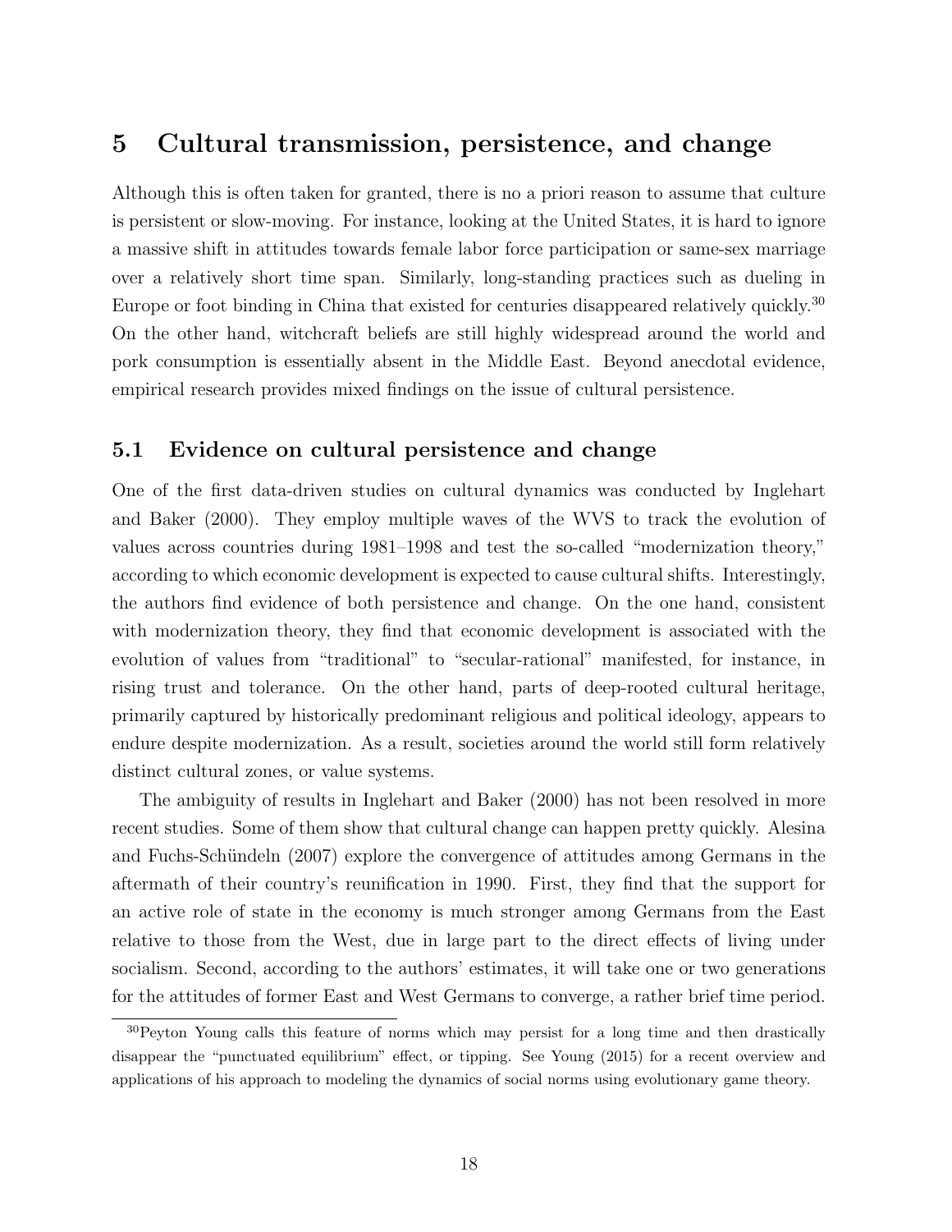# 5 Cultural transmission, persistence, and change

Although this is often taken for granted, there is no a priori reason to assume that culture is persistent or slow-moving. For instance, looking at the United States, it is hard to ignore a massive shift in attitudes towards female labor force participation or same-sex marriage over a relatively short time span. Similarly, long-standing practices such as dueling in Europe or foot binding in China that existed for centuries disappeared relatively quickly.[30] On the other hand, witchcraft beliefs are still highly widespread around the world and pork consumption is essentially absent in the Middle East. Beyond anecdotal evidence, empirical research provides mixed findings on the issue of cultural persistence.

## 5.1 Evidence on cultural persistence and change

One of the first data-driven studies on cultural dynamics was conducted by Inglehart and Baker (2000). They employ multiple waves of the WVS to track the evolution of values across countries during 1981–1998 and test the so-called "modernization theory," according to which economic development is expected to cause cultural shifts. Interestingly, the authors find evidence of both persistence and change. On the one hand, consistent with modernization theory, they find that economic development is associated with the evolution of values from "traditional" to "secular-rational" manifested, for instance, in rising trust and tolerance. On the other hand, parts of deep-rooted cultural heritage, primarily captured by historically predominant religious and political ideology, appears to endure despite modernization. As a result, societies around the world still form relatively distinct cultural zones, or value systems.

The ambiguity of results in Inglehart and Baker (2000) has not been resolved in more recent studies. Some of them show that cultural change can happen pretty quickly. Alesina and Fuchs-Schündeln (2007) explore the convergence of attitudes among Germans in the aftermath of their country's reunification in 1990. First, they find that the support for an active role of state in the economy is much stronger among Germans from the East relative to those from the West, due in large part to the direct effects of living under socialism. Second, according to the authors' estimates, it will take one or two generations for the attitudes of former East and West Germans to converge, a rather brief time period.

[30] Peyton Young calls this feature of norms which may persist for a long time and then drastically disappear the "punctuated equilibrium" effect, or tipping. See Young (2015) for a recent overview and applications of his approach to modeling the dynamics of social norms using evolutionary game theory.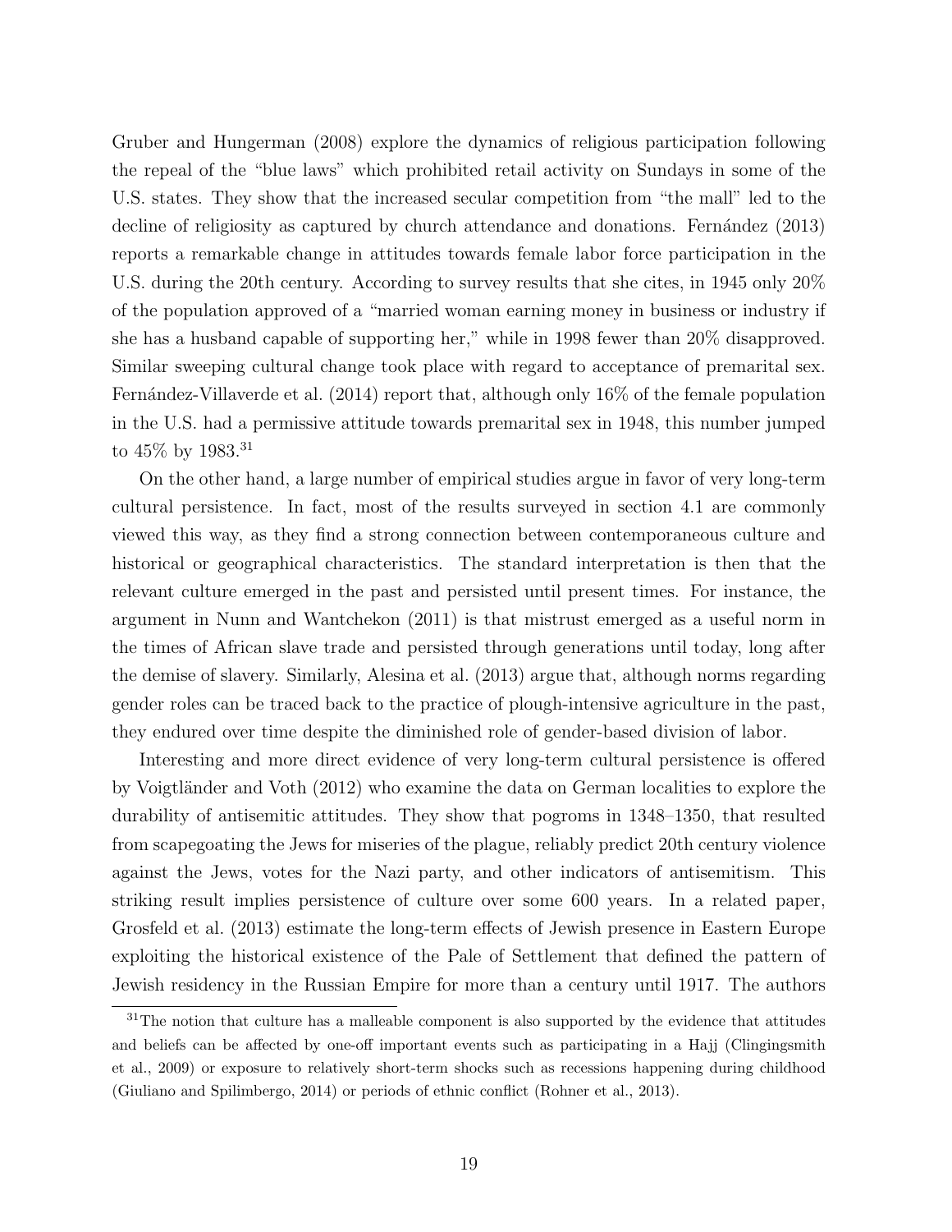Gruber and Hungerman (2008) explore the dynamics of religious participation following the repeal of the "blue laws" which prohibited retail activity on Sundays in some of the U.S. states. They show that the increased secular competition from "the mall" led to the decline of religiosity as captured by church attendance and donations. Fernández (2013) reports a remarkable change in attitudes towards female labor force participation in the U.S. during the 20th century. According to survey results that she cites, in 1945 only 20% of the population approved of a "married woman earning money in business or industry if she has a husband capable of supporting her," while in 1998 fewer than 20% disapproved. Similar sweeping cultural change took place with regard to acceptance of premarital sex. Fernández-Villaverde et al. (2014) report that, although only 16% of the female population in the U.S. had a permissive attitude towards premarital sex in 1948, this number jumped to 45% by 1983.[31]

On the other hand, a large number of empirical studies argue in favor of very long-term cultural persistence. In fact, most of the results surveyed in section 4.1 are commonly viewed this way, as they find a strong connection between contemporaneous culture and historical or geographical characteristics. The standard interpretation is then that the relevant culture emerged in the past and persisted until present times. For instance, the argument in Nunn and Wantchekon (2011) is that mistrust emerged as a useful norm in the times of African slave trade and persisted through generations until today, long after the demise of slavery. Similarly, Alesina et al. (2013) argue that, although norms regarding gender roles can be traced back to the practice of plough-intensive agriculture in the past, they endured over time despite the diminished role of gender-based division of labor.

Interesting and more direct evidence of very long-term cultural persistence is offered by Voigtländer and Voth (2012) who examine the data on German localities to explore the durability of antisemitic attitudes. They show that pogroms in 1348–1350, that resulted from scapegoating the Jews for miseries of the plague, reliably predict 20th century violence against the Jews, votes for the Nazi party, and other indicators of antisemitism. This striking result implies persistence of culture over some 600 years. In a related paper, Grosfeld et al. (2013) estimate the long-term effects of Jewish presence in Eastern Europe exploiting the historical existence of the Pale of Settlement that defined the pattern of Jewish residency in the Russian Empire for more than a century until 1917. The authors

[31] The notion that culture has a malleable component is also supported by the evidence that attitudes and beliefs can be affected by one-off important events such as participating in a Hajj (Clingingsmith et al., 2009) or exposure to relatively short-term shocks such as recessions happening during childhood (Giuliano and Spilimbergo, 2014) or periods of ethnic conflict (Rohner et al., 2013).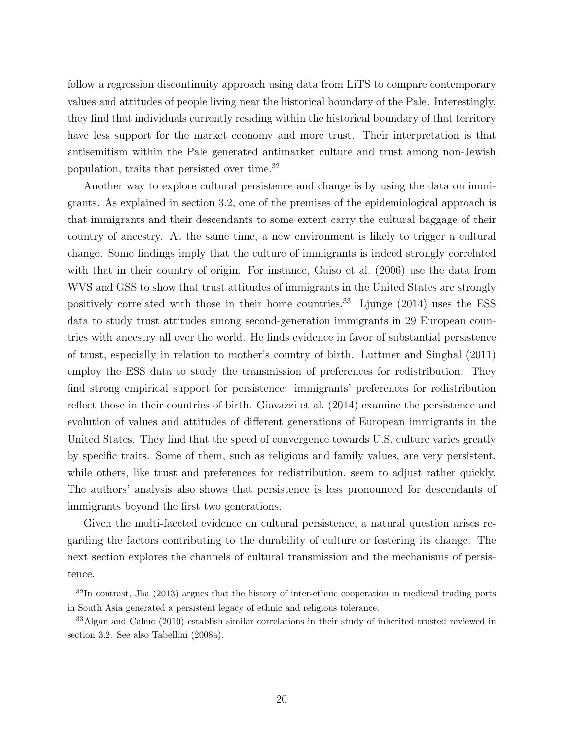follow a regression discontinuity approach using data from LiTS to compare contemporary values and attitudes of people living near the historical boundary of the Pale. Interestingly, they find that individuals currently residing within the historical boundary of that territory have less support for the market economy and more trust. Their interpretation is that antisemitism within the Pale generated antimarket culture and trust among non-Jewish population, traits that persisted over time.[32]

Another way to explore cultural persistence and change is by using the data on immigrants. As explained in section 3.2, one of the premises of the epidemiological approach is that immigrants and their descendants to some extent carry the cultural baggage of their country of ancestry. At the same time, a new environment is likely to trigger a cultural change. Some findings imply that the culture of immigrants is indeed strongly correlated with that in their country of origin. For instance, Guiso et al. (2006) use the data from WVS and GSS to show that trust attitudes of immigrants in the United States are strongly positively correlated with those in their home countries.[33] Ljunge (2014) uses the ESS data to study trust attitudes among second-generation immigrants in 29 European countries with ancestry all over the world. He finds evidence in favor of substantial persistence of trust, especially in relation to mother's country of birth. Luttmer and Singhal (2011) employ the ESS data to study the transmission of preferences for redistribution. They find strong empirical support for persistence: immigrants' preferences for redistribution reflect those in their countries of birth. Giavazzi et al. (2014) examine the persistence and evolution of values and attitudes of different generations of European immigrants in the United States. They find that the speed of convergence towards U.S. culture varies greatly by specific traits. Some of them, such as religious and family values, are very persistent, while others, like trust and preferences for redistribution, seem to adjust rather quickly. The authors' analysis also shows that persistence is less pronounced for descendants of immigrants beyond the first two generations.

Given the multi-faceted evidence on cultural persistence, a natural question arises regarding the factors contributing to the durability of culture or fostering its change. The next section explores the channels of cultural transmission and the mechanisms of persistence.

[32] In contrast, Jha (2013) argues that the history of inter-ethnic cooperation in medieval trading ports in South Asia generated a persistent legacy of ethnic and religious tolerance.

[33] Algan and Cahuc (2010) establish similar correlations in their study of inherited trusted reviewed in section 3.2. See also Tabellini (2008a).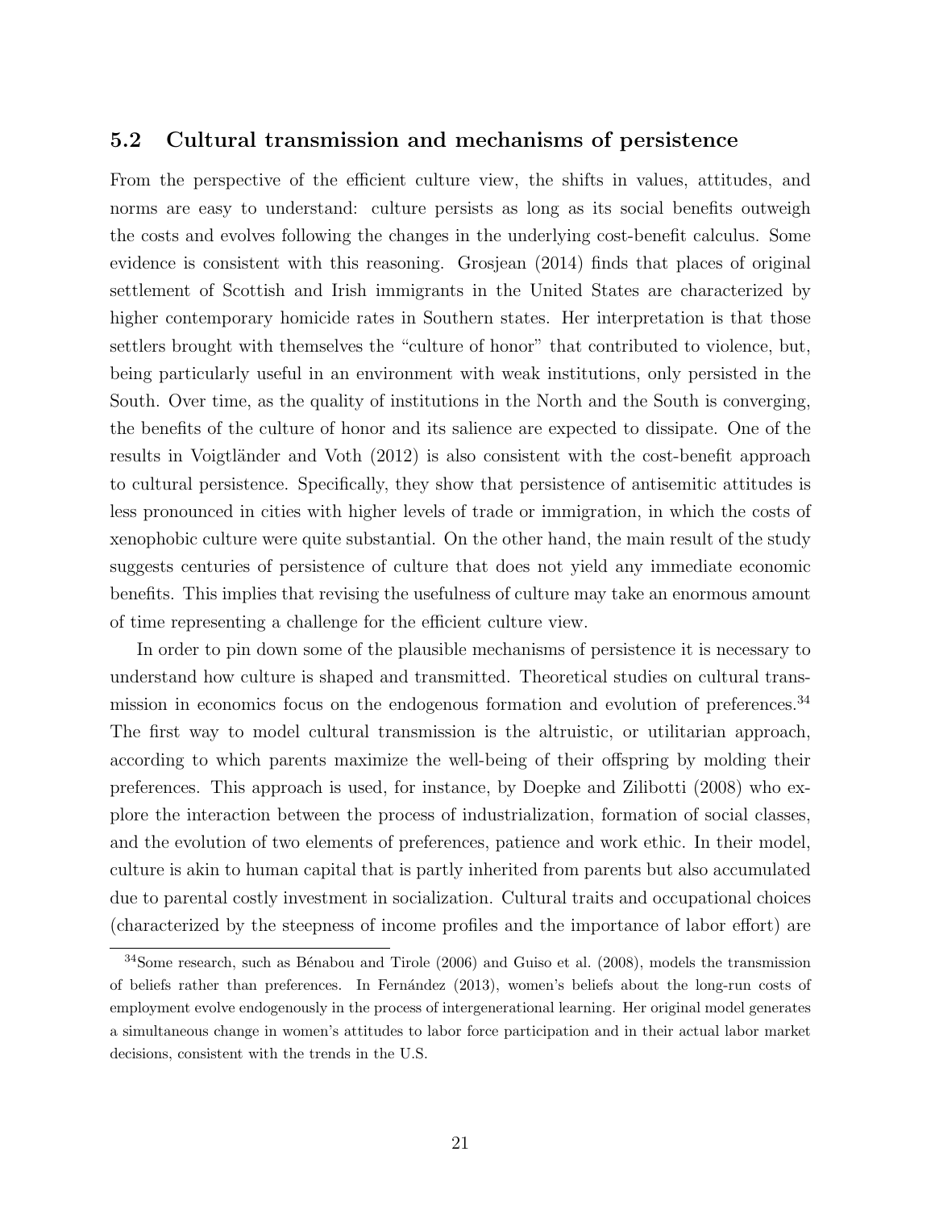### 5.2 Cultural transmission and mechanisms of persistence

From the perspective of the efficient culture view, the shifts in values, attitudes, and norms are easy to understand: culture persists as long as its social benefits outweigh the costs and evolves following the changes in the underlying cost-benefit calculus. Some evidence is consistent with this reasoning. Grosjean (2014) finds that places of original settlement of Scottish and Irish immigrants in the United States are characterized by higher contemporary homicide rates in Southern states. Her interpretation is that those settlers brought with themselves the "culture of honor" that contributed to violence, but, being particularly useful in an environment with weak institutions, only persisted in the South. Over time, as the quality of institutions in the North and the South is converging, the benefits of the culture of honor and its salience are expected to dissipate. One of the results in Voigtländer and Voth (2012) is also consistent with the cost-benefit approach to cultural persistence. Specifically, they show that persistence of antisemitic attitudes is less pronounced in cities with higher levels of trade or immigration, in which the costs of xenophobic culture were quite substantial. On the other hand, the main result of the study suggests centuries of persistence of culture that does not yield any immediate economic benefits. This implies that revising the usefulness of culture may take an enormous amount of time representing a challenge for the efficient culture view.

In order to pin down some of the plausible mechanisms of persistence it is necessary to understand how culture is shaped and transmitted. Theoretical studies on cultural transmission in economics focus on the endogenous formation and evolution of preferences.[34] The first way to model cultural transmission is the altruistic, or utilitarian approach, according to which parents maximize the well-being of their offspring by molding their preferences. This approach is used, for instance, by Doepke and Zilibotti (2008) who explore the interaction between the process of industrialization, formation of social classes, and the evolution of two elements of preferences, patience and work ethic. In their model, culture is akin to human capital that is partly inherited from parents but also accumulated due to parental costly investment in socialization. Cultural traits and occupational choices (characterized by the steepness of income profiles and the importance of labor effort) are

[34] Some research, such as Bénabou and Tirole (2006) and Guiso et al. (2008), models the transmission of beliefs rather than preferences. In Fernández (2013), women's beliefs about the long-run costs of employment evolve endogenously in the process of intergenerational learning. Her original model generates a simultaneous change in women's attitudes to labor force participation and in their actual labor market decisions, consistent with the trends in the U.S.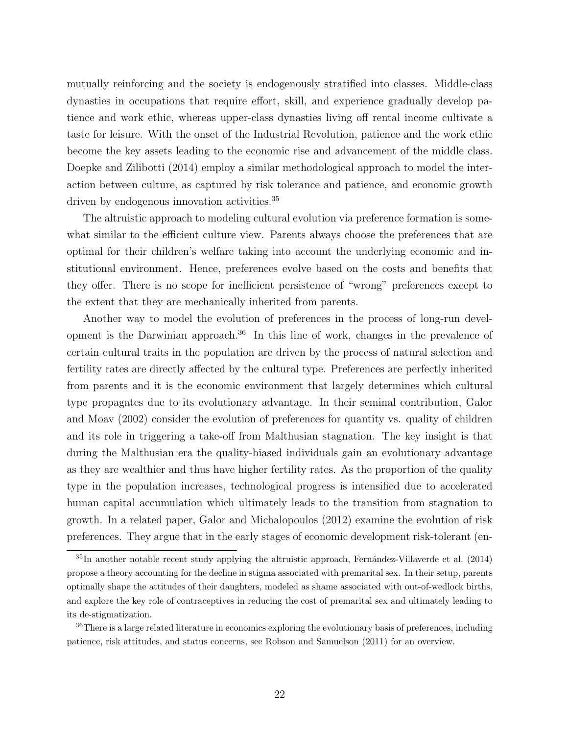mutually reinforcing and the society is endogenously stratified into classes. Middle-class dynasties in occupations that require effort, skill, and experience gradually develop patience and work ethic, whereas upper-class dynasties living off rental income cultivate a taste for leisure. With the onset of the Industrial Revolution, patience and the work ethic become the key assets leading to the economic rise and advancement of the middle class. Doepke and Zilibotti (2014) employ a similar methodological approach to model the interaction between culture, as captured by risk tolerance and patience, and economic growth driven by endogenous innovation activities.[35]

The altruistic approach to modeling cultural evolution via preference formation is somewhat similar to the efficient culture view. Parents always choose the preferences that are optimal for their children's welfare taking into account the underlying economic and institutional environment. Hence, preferences evolve based on the costs and benefits that they offer. There is no scope for inefficient persistence of "wrong" preferences except to the extent that they are mechanically inherited from parents.

Another way to model the evolution of preferences in the process of long-run development is the Darwinian approach.[36] In this line of work, changes in the prevalence of certain cultural traits in the population are driven by the process of natural selection and fertility rates are directly affected by the cultural type. Preferences are perfectly inherited from parents and it is the economic environment that largely determines which cultural type propagates due to its evolutionary advantage. In their seminal contribution, Galor and Moav (2002) consider the evolution of preferences for quantity vs. quality of children and its role in triggering a take-off from Malthusian stagnation. The key insight is that during the Malthusian era the quality-biased individuals gain an evolutionary advantage as they are wealthier and thus have higher fertility rates. As the proportion of the quality type in the population increases, technological progress is intensified due to accelerated human capital accumulation which ultimately leads to the transition from stagnation to growth. In a related paper, Galor and Michalopoulos (2012) examine the evolution of risk preferences. They argue that in the early stages of economic development risk-tolerant (en-

[35] In another notable recent study applying the altruistic approach, Fernández-Villaverde et al. (2014) propose a theory accounting for the decline in stigma associated with premarital sex. In their setup, parents optimally shape the attitudes of their daughters, modeled as shame associated with out-of-wedlock births, and explore the key role of contraceptives in reducing the cost of premarital sex and ultimately leading to its de-stigmatization.

[36] There is a large related literature in economics exploring the evolutionary basis of preferences, including patience, risk attitudes, and status concerns, see Robson and Samuelson (2011) for an overview.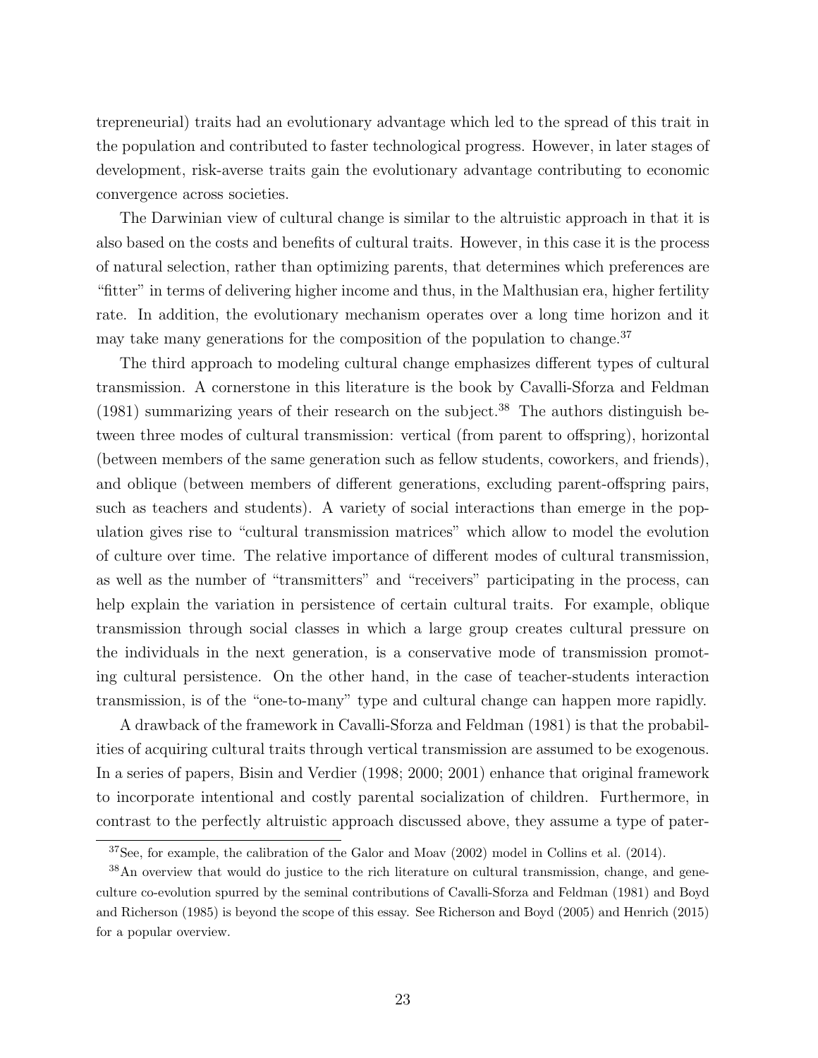trepreneurial) traits had an evolutionary advantage which led to the spread of this trait in the population and contributed to faster technological progress. However, in later stages of development, risk-averse traits gain the evolutionary advantage contributing to economic convergence across societies.

The Darwinian view of cultural change is similar to the altruistic approach in that it is also based on the costs and benefits of cultural traits. However, in this case it is the process of natural selection, rather than optimizing parents, that determines which preferences are "fitter" in terms of delivering higher income and thus, in the Malthusian era, higher fertility rate. In addition, the evolutionary mechanism operates over a long time horizon and it may take many generations for the composition of the population to change.[37]

The third approach to modeling cultural change emphasizes different types of cultural transmission. A cornerstone in this literature is the book by Cavalli-Sforza and Feldman (1981) summarizing years of their research on the subject.[38] The authors distinguish between three modes of cultural transmission: vertical (from parent to offspring), horizontal (between members of the same generation such as fellow students, coworkers, and friends), and oblique (between members of different generations, excluding parent-offspring pairs, such as teachers and students). A variety of social interactions than emerge in the population gives rise to "cultural transmission matrices" which allow to model the evolution of culture over time. The relative importance of different modes of cultural transmission, as well as the number of "transmitters" and "receivers" participating in the process, can help explain the variation in persistence of certain cultural traits. For example, oblique transmission through social classes in which a large group creates cultural pressure on the individuals in the next generation, is a conservative mode of transmission promoting cultural persistence. On the other hand, in the case of teacher-students interaction transmission, is of the "one-to-many" type and cultural change can happen more rapidly.

A drawback of the framework in Cavalli-Sforza and Feldman (1981) is that the probabilities of acquiring cultural traits through vertical transmission are assumed to be exogenous. In a series of papers, Bisin and Verdier (1998; 2000; 2001) enhance that original framework to incorporate intentional and costly parental socialization of children. Furthermore, in contrast to the perfectly altruistic approach discussed above, they assume a type of pater-

[37] See, for example, the calibration of the Galor and Moav (2002) model in Collins et al. (2014).

[38] An overview that would do justice to the rich literature on cultural transmission, change, and gene-culture co-evolution spurred by the seminal contributions of Cavalli-Sforza and Feldman (1981) and Boyd and Richerson (1985) is beyond the scope of this essay. See Richerson and Boyd (2005) and Henrich (2015) for a popular overview.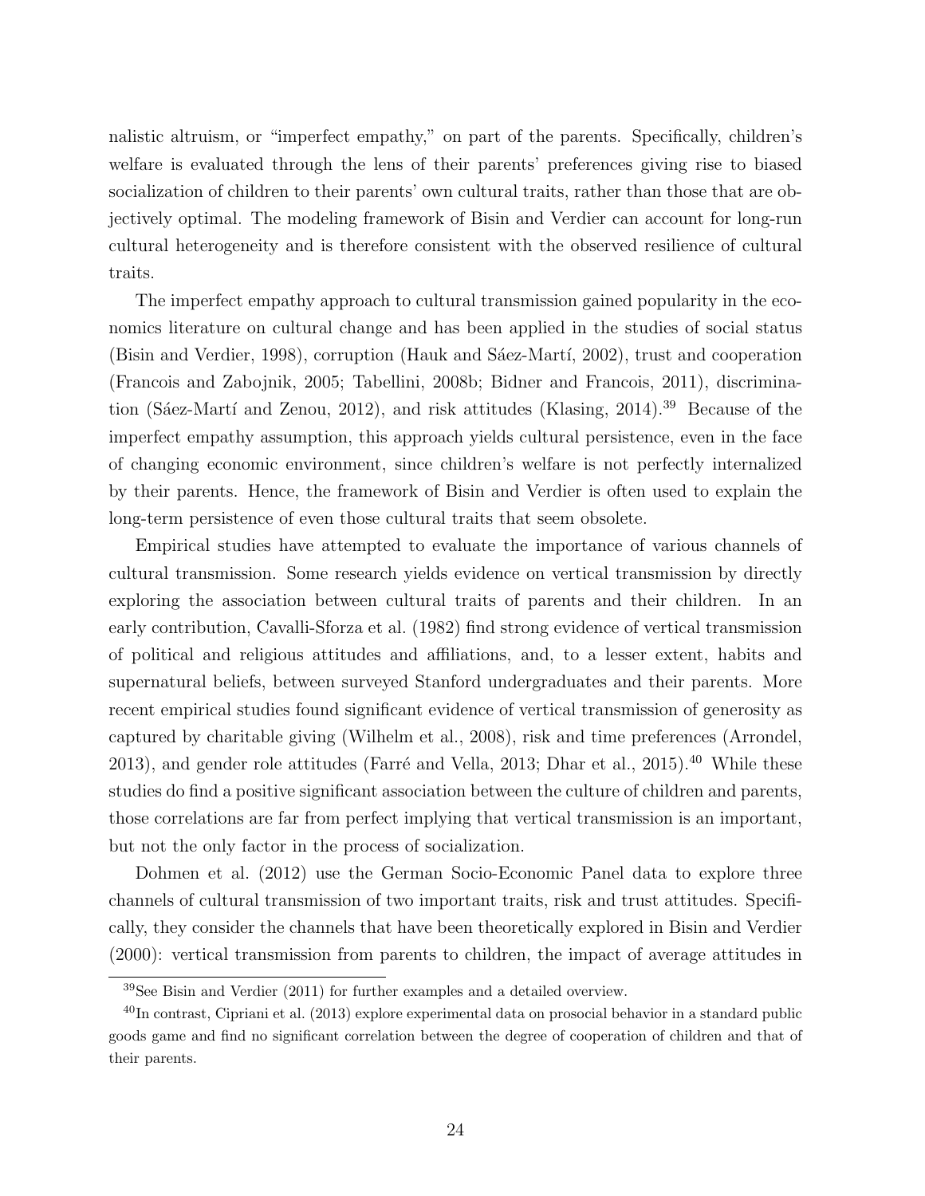nalistic altruism, or "imperfect empathy," on part of the parents. Specifically, children's welfare is evaluated through the lens of their parents' preferences giving rise to biased socialization of children to their parents' own cultural traits, rather than those that are objectively optimal. The modeling framework of Bisin and Verdier can account for long-run cultural heterogeneity and is therefore consistent with the observed resilience of cultural traits.

The imperfect empathy approach to cultural transmission gained popularity in the economics literature on cultural change and has been applied in the studies of social status (Bisin and Verdier, 1998), corruption (Hauk and Sáez-Martí, 2002), trust and cooperation (Francois and Zabojnik, 2005; Tabellini, 2008b; Bidner and Francois, 2011), discrimination (Sáez-Martí and Zenou, 2012), and risk attitudes (Klasing, 2014).[39] Because of the imperfect empathy assumption, this approach yields cultural persistence, even in the face of changing economic environment, since children's welfare is not perfectly internalized by their parents. Hence, the framework of Bisin and Verdier is often used to explain the long-term persistence of even those cultural traits that seem obsolete.

Empirical studies have attempted to evaluate the importance of various channels of cultural transmission. Some research yields evidence on vertical transmission by directly exploring the association between cultural traits of parents and their children. In an early contribution, Cavalli-Sforza et al. (1982) find strong evidence of vertical transmission of political and religious attitudes and affiliations, and, to a lesser extent, habits and supernatural beliefs, between surveyed Stanford undergraduates and their parents. More recent empirical studies found significant evidence of vertical transmission of generosity as captured by charitable giving (Wilhelm et al., 2008), risk and time preferences (Arrondel, 2013), and gender role attitudes (Farré and Vella, 2013; Dhar et al., 2015).[40] While these studies do find a positive significant association between the culture of children and parents, those correlations are far from perfect implying that vertical transmission is an important, but not the only factor in the process of socialization.

Dohmen et al. (2012) use the German Socio-Economic Panel data to explore three channels of cultural transmission of two important traits, risk and trust attitudes. Specifically, they consider the channels that have been theoretically explored in Bisin and Verdier (2000): vertical transmission from parents to children, the impact of average attitudes in

[39] See Bisin and Verdier (2011) for further examples and a detailed overview.

[40] In contrast, Cipriani et al. (2013) explore experimental data on prosocial behavior in a standard public goods game and find no significant correlation between the degree of cooperation of children and that of their parents.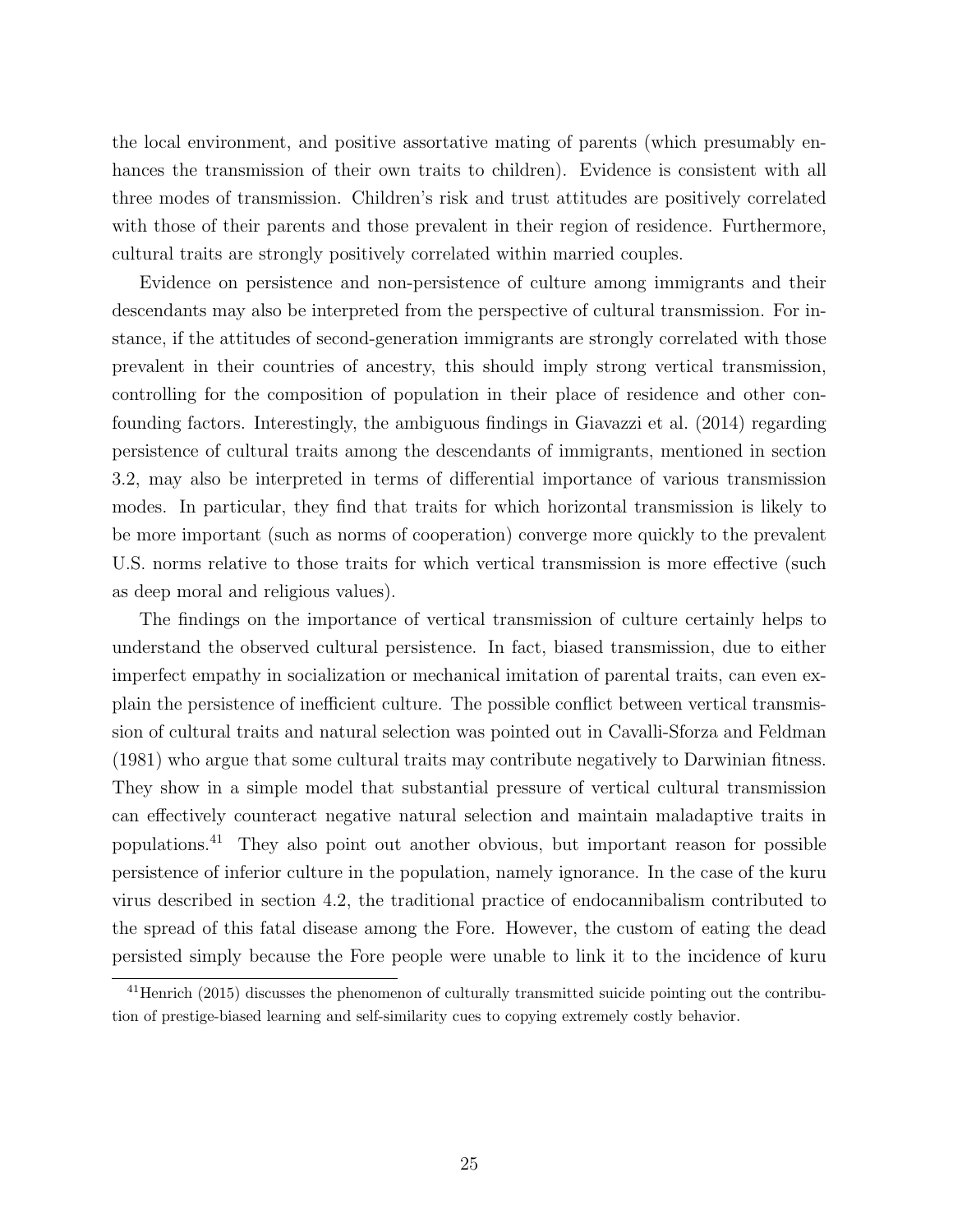the local environment, and positive assortative mating of parents (which presumably enhances the transmission of their own traits to children). Evidence is consistent with all three modes of transmission. Children's risk and trust attitudes are positively correlated with those of their parents and those prevalent in their region of residence. Furthermore, cultural traits are strongly positively correlated within married couples.

Evidence on persistence and non-persistence of culture among immigrants and their descendants may also be interpreted from the perspective of cultural transmission. For instance, if the attitudes of second-generation immigrants are strongly correlated with those prevalent in their countries of ancestry, this should imply strong vertical transmission, controlling for the composition of population in their place of residence and other confounding factors. Interestingly, the ambiguous findings in Giavazzi et al. (2014) regarding persistence of cultural traits among the descendants of immigrants, mentioned in section 3.2, may also be interpreted in terms of differential importance of various transmission modes. In particular, they find that traits for which horizontal transmission is likely to be more important (such as norms of cooperation) converge more quickly to the prevalent U.S. norms relative to those traits for which vertical transmission is more effective (such as deep moral and religious values).

The findings on the importance of vertical transmission of culture certainly helps to understand the observed cultural persistence. In fact, biased transmission, due to either imperfect empathy in socialization or mechanical imitation of parental traits, can even explain the persistence of inefficient culture. The possible conflict between vertical transmission of cultural traits and natural selection was pointed out in Cavalli-Sforza and Feldman (1981) who argue that some cultural traits may contribute negatively to Darwinian fitness. They show in a simple model that substantial pressure of vertical cultural transmission can effectively counteract negative natural selection and maintain maladaptive traits in populations.[41] They also point out another obvious, but important reason for possible persistence of inferior culture in the population, namely ignorance. In the case of the kuru virus described in section 4.2, the traditional practice of endocannibalism contributed to the spread of this fatal disease among the Fore. However, the custom of eating the dead persisted simply because the Fore people were unable to link it to the incidence of kuru

[41] Henrich (2015) discusses the phenomenon of culturally transmitted suicide pointing out the contribution of prestige-biased learning and self-similarity cues to copying extremely costly behavior.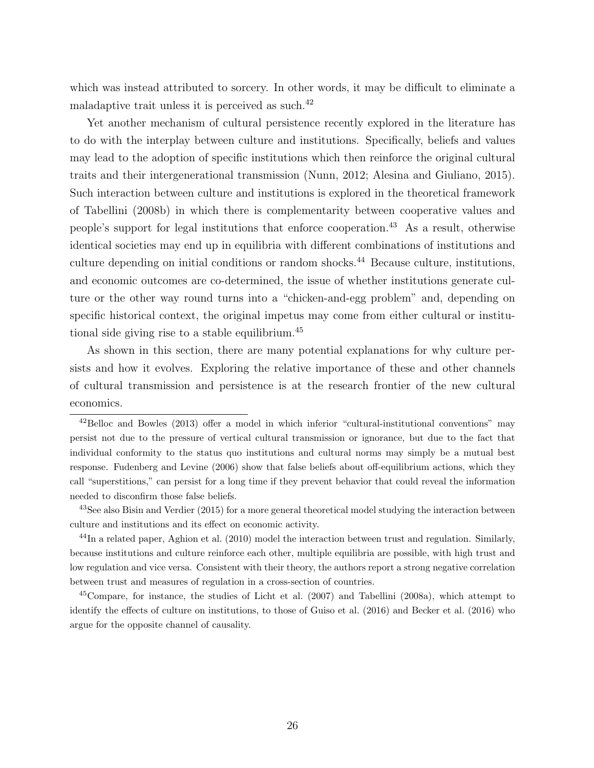which was instead attributed to sorcery. In other words, it may be difficult to eliminate a maladaptive trait unless it is perceived as such.[42]

Yet another mechanism of cultural persistence recently explored in the literature has to do with the interplay between culture and institutions. Specifically, beliefs and values may lead to the adoption of specific institutions which then reinforce the original cultural traits and their intergenerational transmission (Nunn, 2012; Alesina and Giuliano, 2015). Such interaction between culture and institutions is explored in the theoretical framework of Tabellini (2008b) in which there is complementarity between cooperative values and people's support for legal institutions that enforce cooperation.[43] As a result, otherwise identical societies may end up in equilibria with different combinations of institutions and culture depending on initial conditions or random shocks.[44] Because culture, institutions, and economic outcomes are co-determined, the issue of whether institutions generate culture or the other way round turns into a "chicken-and-egg problem" and, depending on specific historical context, the original impetus may come from either cultural or institutional side giving rise to a stable equilibrium.[45]

As shown in this section, there are many potential explanations for why culture persists and how it evolves. Exploring the relative importance of these and other channels of cultural transmission and persistence is at the research frontier of the new cultural economics.

[42] Belloc and Bowles (2013) offer a model in which inferior "cultural-institutional conventions" may persist not due to the pressure of vertical cultural transmission or ignorance, but due to the fact that individual conformity to the status quo institutions and cultural norms may simply be a mutual best response. Fudenberg and Levine (2006) show that false beliefs about off-equilibrium actions, which they call "superstitions," can persist for a long time if they prevent behavior that could reveal the information needed to disconfirm those false beliefs.

[43] See also Bisin and Verdier (2015) for a more general theoretical model studying the interaction between culture and institutions and its effect on economic activity.

[44] In a related paper, Aghion et al. (2010) model the interaction between trust and regulation. Similarly, because institutions and culture reinforce each other, multiple equilibria are possible, with high trust and low regulation and vice versa. Consistent with their theory, the authors report a strong negative correlation between trust and measures of regulation in a cross-section of countries.

[45] Compare, for instance, the studies of Licht et al. (2007) and Tabellini (2008a), which attempt to identify the effects of culture on institutions, to those of Guiso et al. (2016) and Becker et al. (2016) who argue for the opposite channel of causality.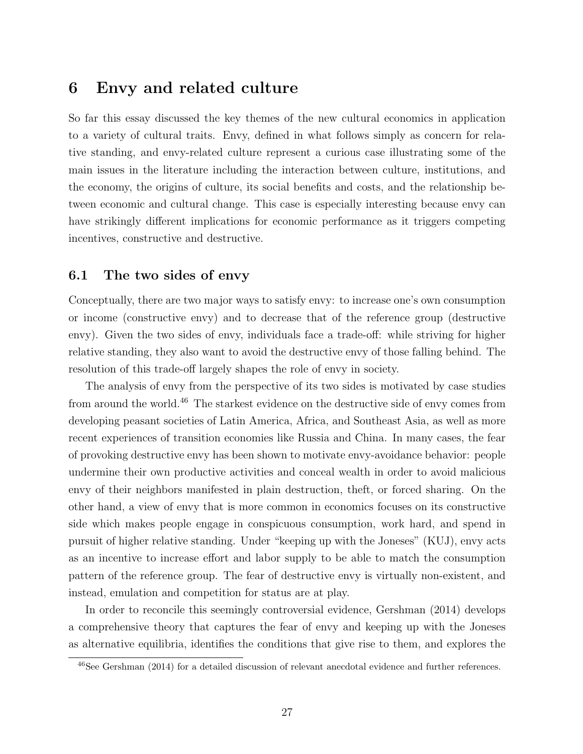## 6 Envy and related culture

So far this essay discussed the key themes of the new cultural economics in application to a variety of cultural traits. Envy, defined in what follows simply as concern for relative standing, and envy-related culture represent a curious case illustrating some of the main issues in the literature including the interaction between culture, institutions, and the economy, the origins of culture, its social benefits and costs, and the relationship between economic and cultural change. This case is especially interesting because envy can have strikingly different implications for economic performance as it triggers competing incentives, constructive and destructive.

### 6.1 The two sides of envy

Conceptually, there are two major ways to satisfy envy: to increase one's own consumption or income (constructive envy) and to decrease that of the reference group (destructive envy). Given the two sides of envy, individuals face a trade-off: while striving for higher relative standing, they also want to avoid the destructive envy of those falling behind. The resolution of this trade-off largely shapes the role of envy in society.

The analysis of envy from the perspective of its two sides is motivated by case studies from around the world.[46] The starkest evidence on the destructive side of envy comes from developing peasant societies of Latin America, Africa, and Southeast Asia, as well as more recent experiences of transition economies like Russia and China. In many cases, the fear of provoking destructive envy has been shown to motivate envy-avoidance behavior: people undermine their own productive activities and conceal wealth in order to avoid malicious envy of their neighbors manifested in plain destruction, theft, or forced sharing. On the other hand, a view of envy that is more common in economics focuses on its constructive side which makes people engage in conspicuous consumption, work hard, and spend in pursuit of higher relative standing. Under "keeping up with the Joneses" (KUJ), envy acts as an incentive to increase effort and labor supply to be able to match the consumption pattern of the reference group. The fear of destructive envy is virtually non-existent, and instead, emulation and competition for status are at play.

In order to reconcile this seemingly controversial evidence, Gershman (2014) develops a comprehensive theory that captures the fear of envy and keeping up with the Joneses as alternative equilibria, identifies the conditions that give rise to them, and explores the

[46] See Gershman (2014) for a detailed discussion of relevant anecdotal evidence and further references.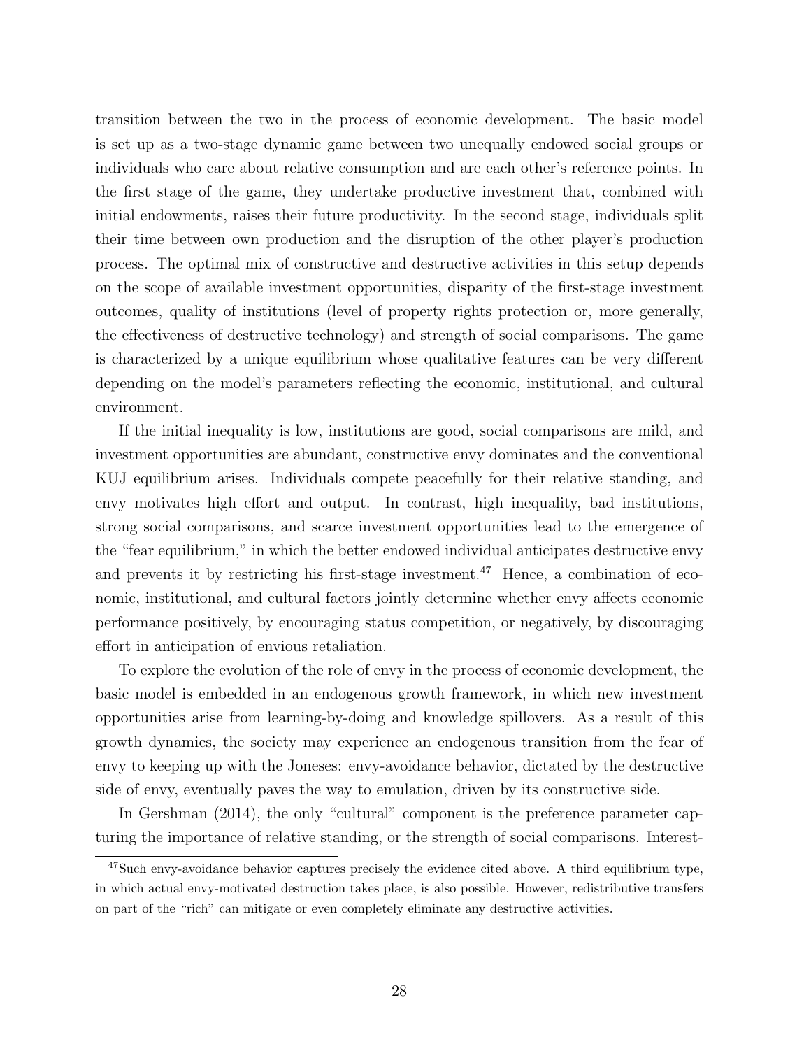transition between the two in the process of economic development. The basic model is set up as a two-stage dynamic game between two unequally endowed social groups or individuals who care about relative consumption and are each other's reference points. In the first stage of the game, they undertake productive investment that, combined with initial endowments, raises their future productivity. In the second stage, individuals split their time between own production and the disruption of the other player's production process. The optimal mix of constructive and destructive activities in this setup depends on the scope of available investment opportunities, disparity of the first-stage investment outcomes, quality of institutions (level of property rights protection or, more generally, the effectiveness of destructive technology) and strength of social comparisons. The game is characterized by a unique equilibrium whose qualitative features can be very different depending on the model's parameters reflecting the economic, institutional, and cultural environment.

If the initial inequality is low, institutions are good, social comparisons are mild, and investment opportunities are abundant, constructive envy dominates and the conventional KUJ equilibrium arises. Individuals compete peacefully for their relative standing, and envy motivates high effort and output. In contrast, high inequality, bad institutions, strong social comparisons, and scarce investment opportunities lead to the emergence of the "fear equilibrium," in which the better endowed individual anticipates destructive envy and prevents it by restricting his first-stage investment.[47] Hence, a combination of economic, institutional, and cultural factors jointly determine whether envy affects economic performance positively, by encouraging status competition, or negatively, by discouraging effort in anticipation of envious retaliation.

To explore the evolution of the role of envy in the process of economic development, the basic model is embedded in an endogenous growth framework, in which new investment opportunities arise from learning-by-doing and knowledge spillovers. As a result of this growth dynamics, the society may experience an endogenous transition from the fear of envy to keeping up with the Joneses: envy-avoidance behavior, dictated by the destructive side of envy, eventually paves the way to emulation, driven by its constructive side.

In Gershman (2014), the only "cultural" component is the preference parameter capturing the importance of relative standing, or the strength of social comparisons. Interest-

[47] Such envy-avoidance behavior captures precisely the evidence cited above. A third equilibrium type, in which actual envy-motivated destruction takes place, is also possible. However, redistributive transfers on part of the "rich" can mitigate or even completely eliminate any destructive activities.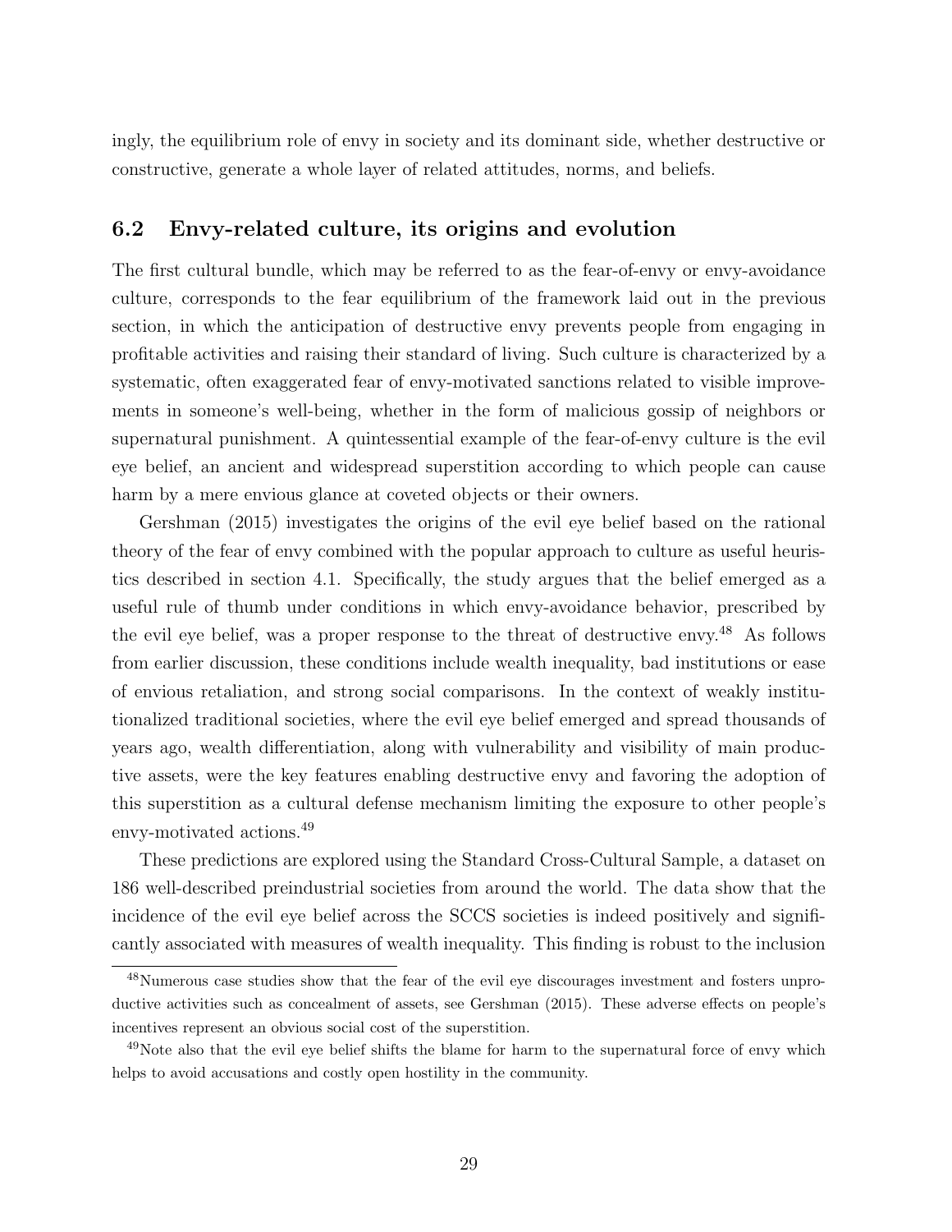ingly, the equilibrium role of envy in society and its dominant side, whether destructive or constructive, generate a whole layer of related attitudes, norms, and beliefs.

## 6.2 Envy-related culture, its origins and evolution

The first cultural bundle, which may be referred to as the fear-of-envy or envy-avoidance culture, corresponds to the fear equilibrium of the framework laid out in the previous section, in which the anticipation of destructive envy prevents people from engaging in profitable activities and raising their standard of living. Such culture is characterized by a systematic, often exaggerated fear of envy-motivated sanctions related to visible improvements in someone's well-being, whether in the form of malicious gossip of neighbors or supernatural punishment. A quintessential example of the fear-of-envy culture is the evil eye belief, an ancient and widespread superstition according to which people can cause harm by a mere envious glance at coveted objects or their owners.

Gershman (2015) investigates the origins of the evil eye belief based on the rational theory of the fear of envy combined with the popular approach to culture as useful heuristics described in section 4.1. Specifically, the study argues that the belief emerged as a useful rule of thumb under conditions in which envy-avoidance behavior, prescribed by the evil eye belief, was a proper response to the threat of destructive envy.[48] As follows from earlier discussion, these conditions include wealth inequality, bad institutions or ease of envious retaliation, and strong social comparisons. In the context of weakly institutionalized traditional societies, where the evil eye belief emerged and spread thousands of years ago, wealth differentiation, along with vulnerability and visibility of main productive assets, were the key features enabling destructive envy and favoring the adoption of this superstition as a cultural defense mechanism limiting the exposure to other people's envy-motivated actions.[49]

These predictions are explored using the Standard Cross-Cultural Sample, a dataset on 186 well-described preindustrial societies from around the world. The data show that the incidence of the evil eye belief across the SCCS societies is indeed positively and significantly associated with measures of wealth inequality. This finding is robust to the inclusion

[48] Numerous case studies show that the fear of the evil eye discourages investment and fosters unproductive activities such as concealment of assets, see Gershman (2015). These adverse effects on people's incentives represent an obvious social cost of the superstition.

[49] Note also that the evil eye belief shifts the blame for harm to the supernatural force of envy which helps to avoid accusations and costly open hostility in the community.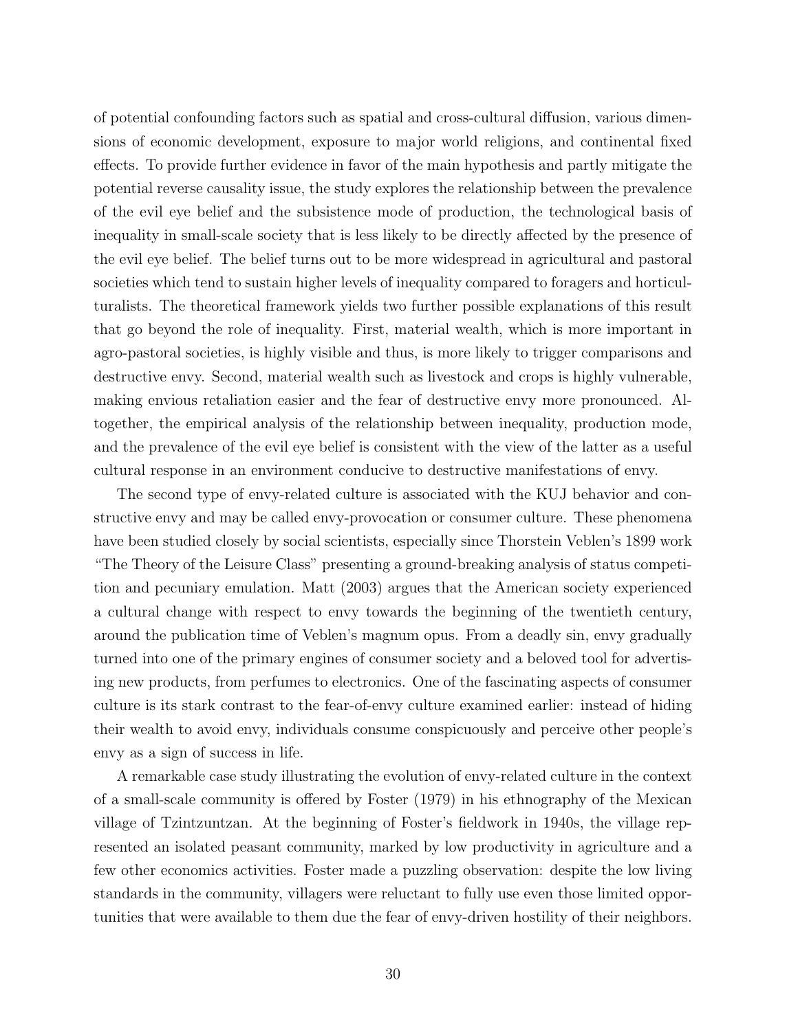of potential confounding factors such as spatial and cross-cultural diffusion, various dimensions of economic development, exposure to major world religions, and continental fixed effects. To provide further evidence in favor of the main hypothesis and partly mitigate the potential reverse causality issue, the study explores the relationship between the prevalence of the evil eye belief and the subsistence mode of production, the technological basis of inequality in small-scale society that is less likely to be directly affected by the presence of the evil eye belief. The belief turns out to be more widespread in agricultural and pastoral societies which tend to sustain higher levels of inequality compared to foragers and horticulturalists. The theoretical framework yields two further possible explanations of this result that go beyond the role of inequality. First, material wealth, which is more important in agro-pastoral societies, is highly visible and thus, is more likely to trigger comparisons and destructive envy. Second, material wealth such as livestock and crops is highly vulnerable, making envious retaliation easier and the fear of destructive envy more pronounced. Altogether, the empirical analysis of the relationship between inequality, production mode, and the prevalence of the evil eye belief is consistent with the view of the latter as a useful cultural response in an environment conducive to destructive manifestations of envy.

The second type of envy-related culture is associated with the KUJ behavior and constructive envy and may be called envy-provocation or consumer culture. These phenomena have been studied closely by social scientists, especially since Thorstein Veblen's 1899 work "The Theory of the Leisure Class" presenting a ground-breaking analysis of status competition and pecuniary emulation. Matt (2003) argues that the American society experienced a cultural change with respect to envy towards the beginning of the twentieth century, around the publication time of Veblen's magnum opus. From a deadly sin, envy gradually turned into one of the primary engines of consumer society and a beloved tool for advertising new products, from perfumes to electronics. One of the fascinating aspects of consumer culture is its stark contrast to the fear-of-envy culture examined earlier: instead of hiding their wealth to avoid envy, individuals consume conspicuously and perceive other people's envy as a sign of success in life.

A remarkable case study illustrating the evolution of envy-related culture in the context of a small-scale community is offered by Foster (1979) in his ethnography of the Mexican village of Tzintzuntzan. At the beginning of Foster's fieldwork in 1940s, the village represented an isolated peasant community, marked by low productivity in agriculture and a few other economics activities. Foster made a puzzling observation: despite the low living standards in the community, villagers were reluctant to fully use even those limited opportunities that were available to them due the fear of envy-driven hostility of their neighbors.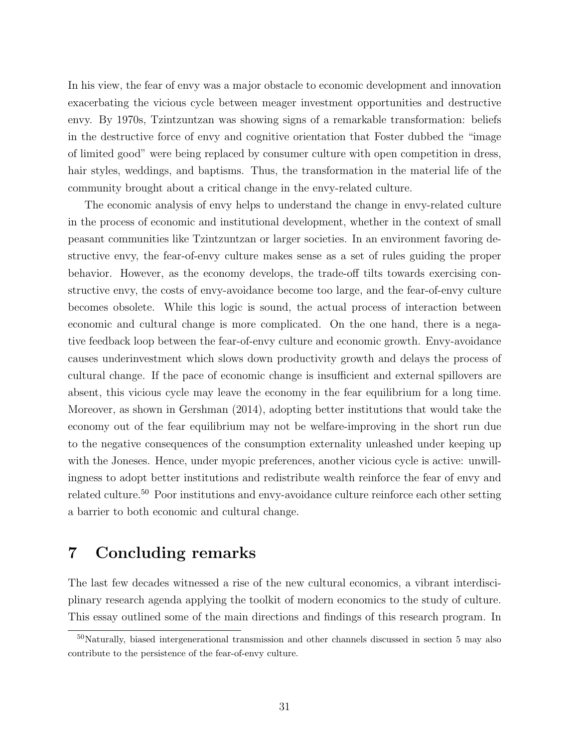In his view, the fear of envy was a major obstacle to economic development and innovation exacerbating the vicious cycle between meager investment opportunities and destructive envy. By 1970s, Tzintzuntzan was showing signs of a remarkable transformation: beliefs in the destructive force of envy and cognitive orientation that Foster dubbed the "image of limited good" were being replaced by consumer culture with open competition in dress, hair styles, weddings, and baptisms. Thus, the transformation in the material life of the community brought about a critical change in the envy-related culture.

The economic analysis of envy helps to understand the change in envy-related culture in the process of economic and institutional development, whether in the context of small peasant communities like Tzintzuntzan or larger societies. In an environment favoring destructive envy, the fear-of-envy culture makes sense as a set of rules guiding the proper behavior. However, as the economy develops, the trade-off tilts towards exercising constructive envy, the costs of envy-avoidance become too large, and the fear-of-envy culture becomes obsolete. While this logic is sound, the actual process of interaction between economic and cultural change is more complicated. On the one hand, there is a negative feedback loop between the fear-of-envy culture and economic growth. Envy-avoidance causes underinvestment which slows down productivity growth and delays the process of cultural change. If the pace of economic change is insufficient and external spillovers are absent, this vicious cycle may leave the economy in the fear equilibrium for a long time. Moreover, as shown in Gershman (2014), adopting better institutions that would take the economy out of the fear equilibrium may not be welfare-improving in the short run due to the negative consequences of the consumption externality unleashed under keeping up with the Joneses. Hence, under myopic preferences, another vicious cycle is active: unwillingness to adopt better institutions and redistribute wealth reinforce the fear of envy and related culture.[50] Poor institutions and envy-avoidance culture reinforce each other setting a barrier to both economic and cultural change.

# 7 Concluding remarks

The last few decades witnessed a rise of the new cultural economics, a vibrant interdisciplinary research agenda applying the toolkit of modern economics to the study of culture. This essay outlined some of the main directions and findings of this research program. In

[50] Naturally, biased intergenerational transmission and other channels discussed in section 5 may also contribute to the persistence of the fear-of-envy culture.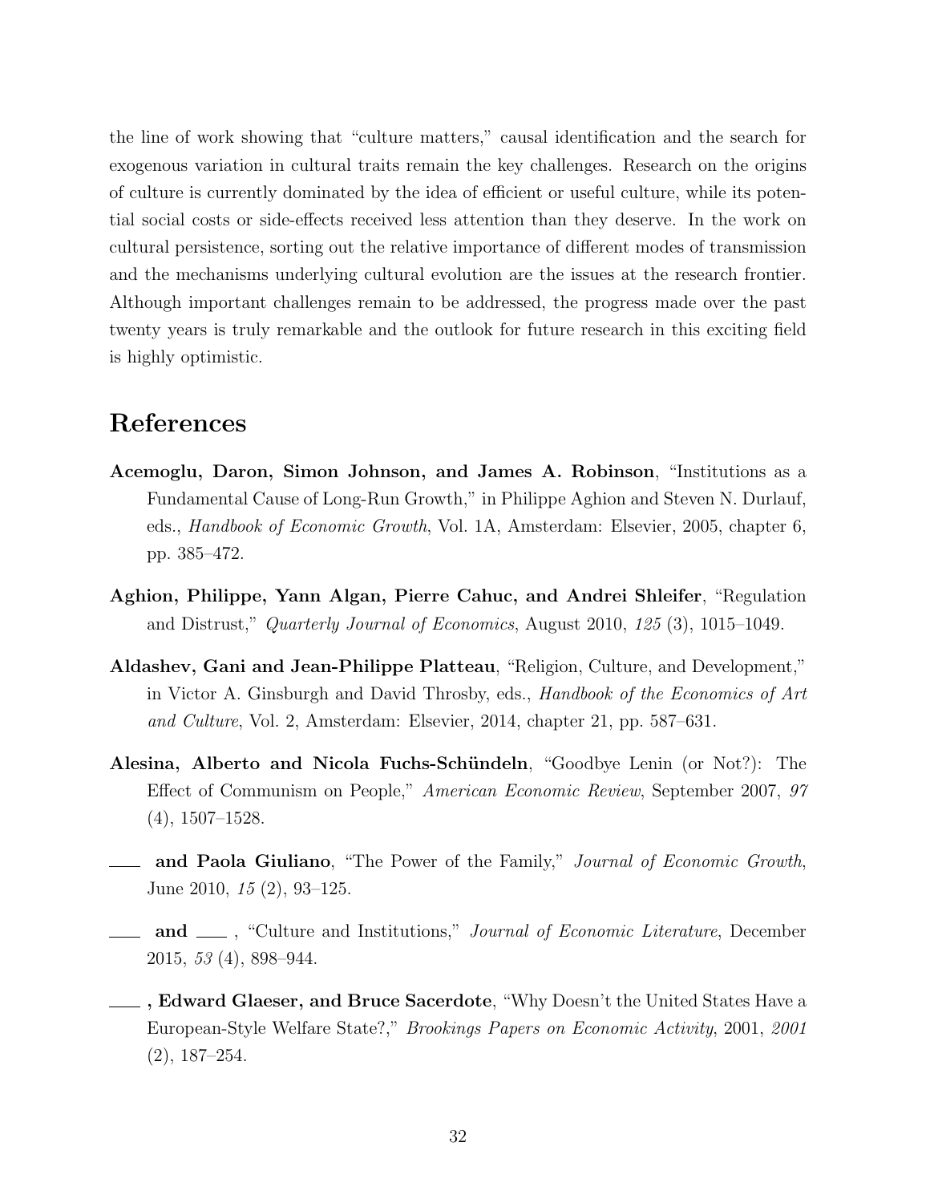the line of work showing that "culture matters," causal identification and the search for exogenous variation in cultural traits remain the key challenges. Research on the origins of culture is currently dominated by the idea of efficient or useful culture, while its potential social costs or side-effects received less attention than they deserve. In the work on cultural persistence, sorting out the relative importance of different modes of transmission and the mechanisms underlying cultural evolution are the issues at the research frontier. Although important challenges remain to be addressed, the progress made over the past twenty years is truly remarkable and the outlook for future research in this exciting field is highly optimistic.

# References

**Acemoglu, Daron, Simon Johnson, and James A. Robinson**, "Institutions as a Fundamental Cause of Long-Run Growth," in Philippe Aghion and Steven N. Durlauf, eds., *Handbook of Economic Growth*, Vol. 1A, Amsterdam: Elsevier, 2005, chapter 6, pp. 385–472.

**Aghion, Philippe, Yann Algan, Pierre Cahuc, and Andrei Shleifer**, "Regulation and Distrust," *Quarterly Journal of Economics*, August 2010, *125* (3), 1015–1049.

**Aldashev, Gani and Jean-Philippe Platteau**, "Religion, Culture, and Development," in Victor A. Ginsburgh and David Throsby, eds., *Handbook of the Economics of Art and Culture*, Vol. 2, Amsterdam: Elsevier, 2014, chapter 21, pp. 587–631.

**Alesina, Alberto and Nicola Fuchs-Schündeln**, "Goodbye Lenin (or Not?): The Effect of Communism on People," *American Economic Review*, September 2007, *97* (4), 1507–1528.

**____ and Paola Giuliano**, "The Power of the Family," *Journal of Economic Growth*, June 2010, *15* (2), 93–125.

**____ and ____**, "Culture and Institutions," *Journal of Economic Literature*, December 2015, *53* (4), 898–944.

**____, Edward Glaeser, and Bruce Sacerdote**, "Why Doesn't the United States Have a European-Style Welfare State?," *Brookings Papers on Economic Activity*, 2001, *2001* (2), 187–254.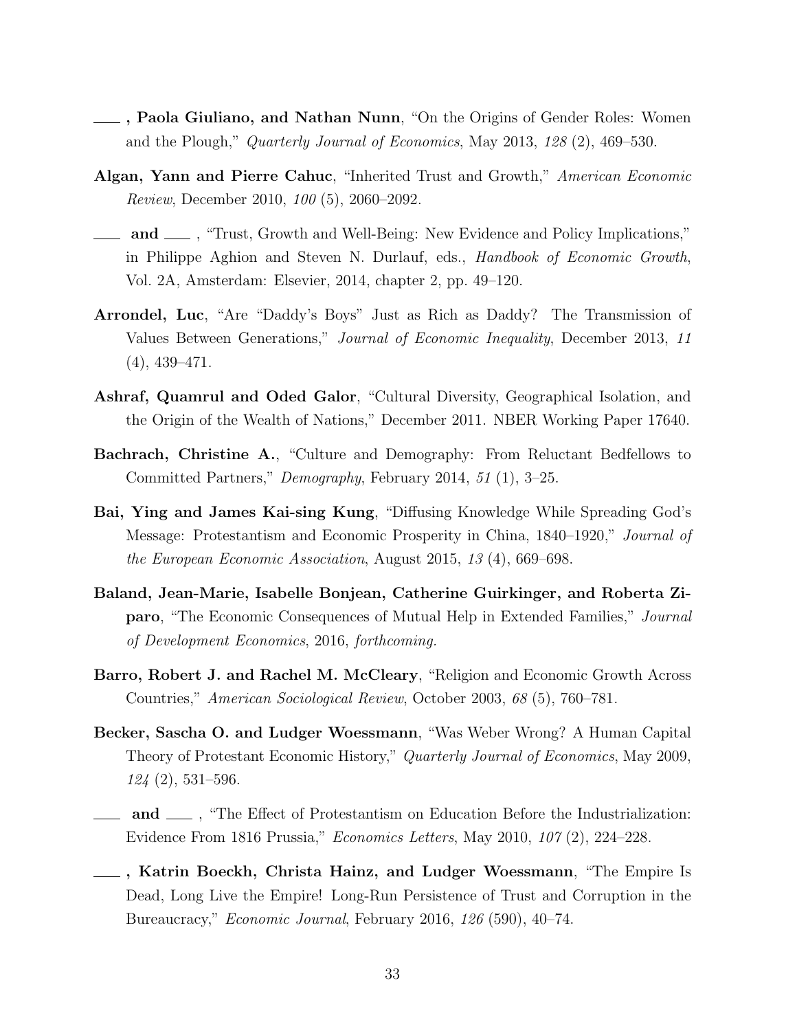——— , **Paola Giuliano, and Nathan Nunn**, "On the Origins of Gender Roles: Women and the Plough," *Quarterly Journal of Economics*, May 2013, *128* (2), 469–530.

**Algan, Yann and Pierre Cahuc**, "Inherited Trust and Growth," *American Economic Review*, December 2010, *100* (5), 2060–2092.

——— **and** ——— , "Trust, Growth and Well-Being: New Evidence and Policy Implications," in Philippe Aghion and Steven N. Durlauf, eds., *Handbook of Economic Growth*, Vol. 2A, Amsterdam: Elsevier, 2014, chapter 2, pp. 49–120.

**Arrondel, Luc**, "Are "Daddy's Boys" Just as Rich as Daddy? The Transmission of Values Between Generations," *Journal of Economic Inequality*, December 2013, *11* (4), 439–471.

**Ashraf, Quamrul and Oded Galor**, "Cultural Diversity, Geographical Isolation, and the Origin of the Wealth of Nations," December 2011. NBER Working Paper 17640.

**Bachrach, Christine A.**, "Culture and Demography: From Reluctant Bedfellows to Committed Partners," *Demography*, February 2014, *51* (1), 3–25.

**Bai, Ying and James Kai-sing Kung**, "Diffusing Knowledge While Spreading God's Message: Protestantism and Economic Prosperity in China, 1840–1920," *Journal of the European Economic Association*, August 2015, *13* (4), 669–698.

**Baland, Jean-Marie, Isabelle Bonjean, Catherine Guirkinger, and Roberta Ziparo**, "The Economic Consequences of Mutual Help in Extended Families," *Journal of Development Economics*, 2016, *forthcoming.*

**Barro, Robert J. and Rachel M. McCleary**, "Religion and Economic Growth Across Countries," *American Sociological Review*, October 2003, *68* (5), 760–781.

**Becker, Sascha O. and Ludger Woessmann**, "Was Weber Wrong? A Human Capital Theory of Protestant Economic History," *Quarterly Journal of Economics*, May 2009, *124* (2), 531–596.

——— **and** ——— , "The Effect of Protestantism on Education Before the Industrialization: Evidence From 1816 Prussia," *Economics Letters*, May 2010, *107* (2), 224–228.

——— , **Katrin Boeckh, Christa Hainz, and Ludger Woessmann**, "The Empire Is Dead, Long Live the Empire! Long-Run Persistence of Trust and Corruption in the Bureaucracy," *Economic Journal*, February 2016, *126* (590), 40–74.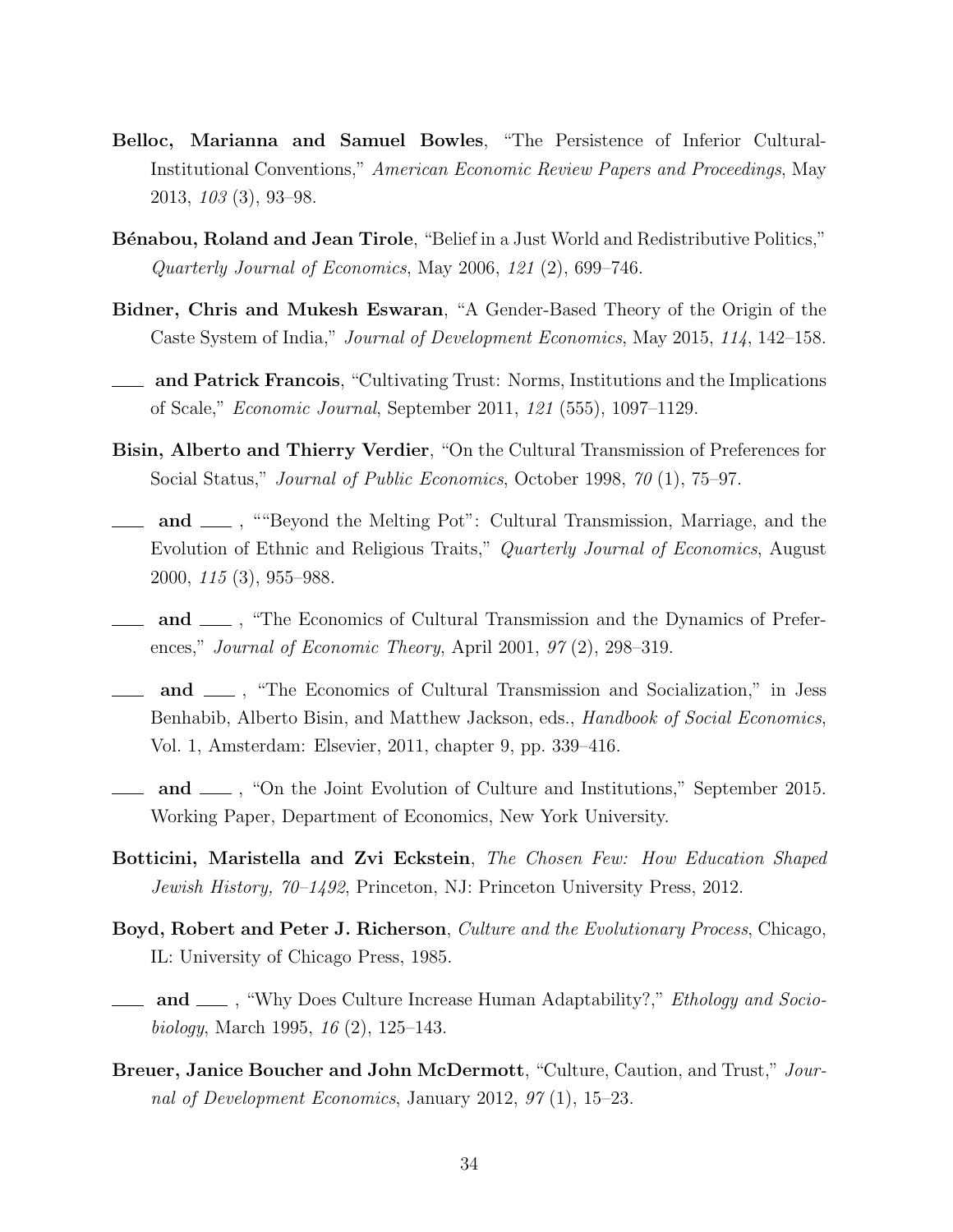**Belloc, Marianna and Samuel Bowles**, "The Persistence of Inferior Cultural-Institutional Conventions," *American Economic Review Papers and Proceedings*, May 2013, *103* (3), 93–98.

**Bénabou, Roland and Jean Tirole**, "Belief in a Just World and Redistributive Politics," *Quarterly Journal of Economics*, May 2006, *121* (2), 699–746.

**Bidner, Chris and Mukesh Eswaran**, "A Gender-Based Theory of the Origin of the Caste System of India," *Journal of Development Economics*, May 2015, *114*, 142–158.

**\_\_\_\_ and Patrick Francois**, "Cultivating Trust: Norms, Institutions and the Implications of Scale," *Economic Journal*, September 2011, *121* (555), 1097–1129.

**Bisin, Alberto and Thierry Verdier**, "On the Cultural Transmission of Preferences for Social Status," *Journal of Public Economics*, October 1998, *70* (1), 75–97.

**\_\_\_\_ and \_\_\_\_** , ""Beyond the Melting Pot": Cultural Transmission, Marriage, and the Evolution of Ethnic and Religious Traits," *Quarterly Journal of Economics*, August 2000, *115* (3), 955–988.

**\_\_\_\_ and \_\_\_\_** , "The Economics of Cultural Transmission and the Dynamics of Preferences," *Journal of Economic Theory*, April 2001, *97* (2), 298–319.

**\_\_\_\_ and \_\_\_\_** , "The Economics of Cultural Transmission and Socialization," in Jess Benhabib, Alberto Bisin, and Matthew Jackson, eds., *Handbook of Social Economics*, Vol. 1, Amsterdam: Elsevier, 2011, chapter 9, pp. 339–416.

**\_\_\_\_ and \_\_\_\_** , "On the Joint Evolution of Culture and Institutions," September 2015. Working Paper, Department of Economics, New York University.

**Botticini, Maristella and Zvi Eckstein**, *The Chosen Few: How Education Shaped Jewish History, 70–1492*, Princeton, NJ: Princeton University Press, 2012.

**Boyd, Robert and Peter J. Richerson**, *Culture and the Evolutionary Process*, Chicago, IL: University of Chicago Press, 1985.

**\_\_\_\_ and \_\_\_\_** , "Why Does Culture Increase Human Adaptability?," *Ethology and Sociobiology*, March 1995, *16* (2), 125–143.

**Breuer, Janice Boucher and John McDermott**, "Culture, Caution, and Trust," *Journal of Development Economics*, January 2012, *97* (1), 15–23.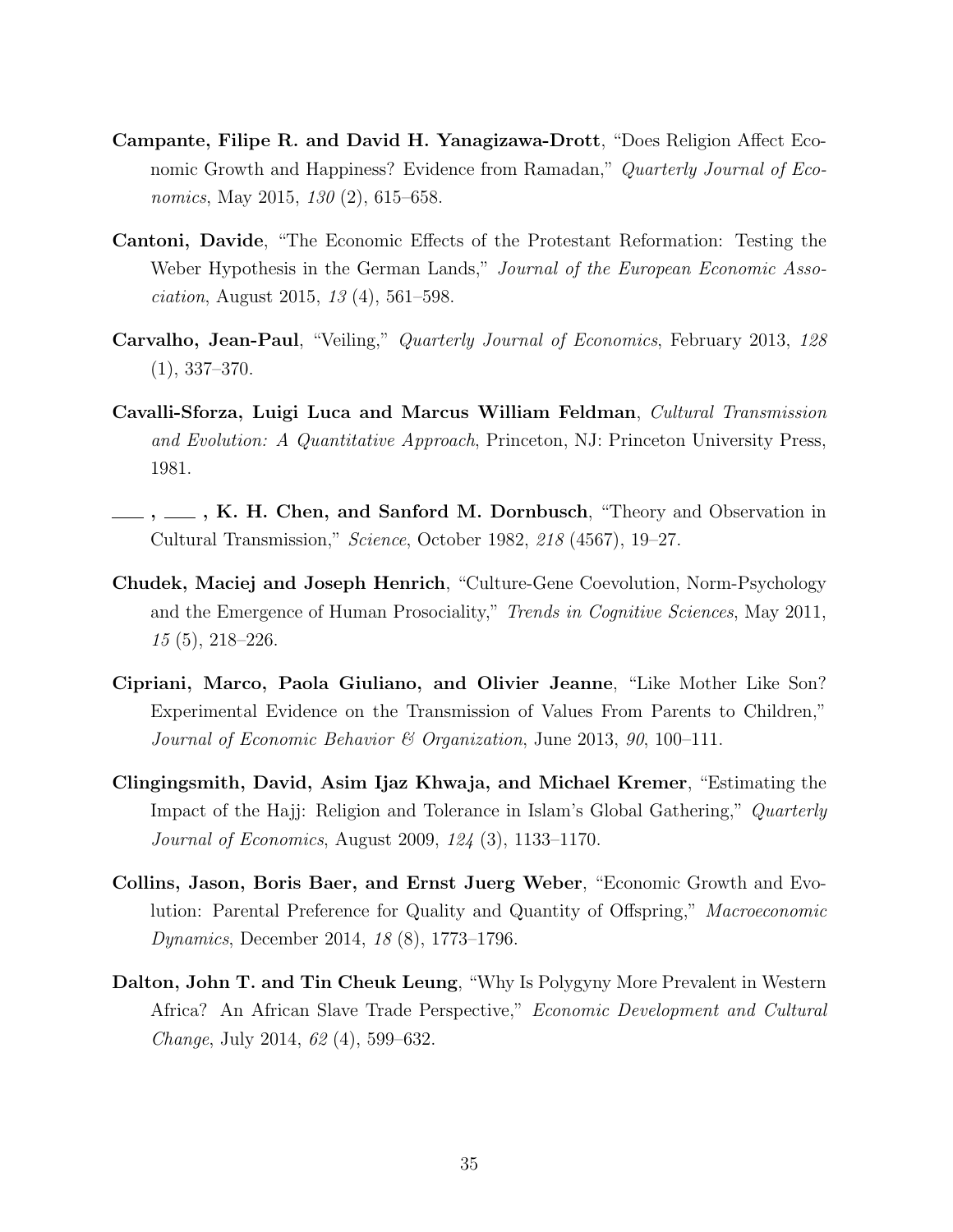**Campante, Filipe R. and David H. Yanagizawa-Drott**, "Does Religion Affect Economic Growth and Happiness? Evidence from Ramadan," *Quarterly Journal of Economics*, May 2015, *130* (2), 615–658.

**Cantoni, Davide**, "The Economic Effects of the Protestant Reformation: Testing the Weber Hypothesis in the German Lands," *Journal of the European Economic Association*, August 2015, *13* (4), 561–598.

**Carvalho, Jean-Paul**, "Veiling," *Quarterly Journal of Economics*, February 2013, *128* (1), 337–370.

**Cavalli-Sforza, Luigi Luca and Marcus William Feldman**, *Cultural Transmission and Evolution: A Quantitative Approach*, Princeton, NJ: Princeton University Press, 1981.

**\_\_\_ , \_\_\_ , K. H. Chen, and Sanford M. Dornbusch**, "Theory and Observation in Cultural Transmission," *Science*, October 1982, *218* (4567), 19–27.

**Chudek, Maciej and Joseph Henrich**, "Culture-Gene Coevolution, Norm-Psychology and the Emergence of Human Prosociality," *Trends in Cognitive Sciences*, May 2011, *15* (5), 218–226.

**Cipriani, Marco, Paola Giuliano, and Olivier Jeanne**, "Like Mother Like Son? Experimental Evidence on the Transmission of Values From Parents to Children," *Journal of Economic Behavior & Organization*, June 2013, *90*, 100–111.

**Clingingsmith, David, Asim Ijaz Khwaja, and Michael Kremer**, "Estimating the Impact of the Hajj: Religion and Tolerance in Islam's Global Gathering," *Quarterly Journal of Economics*, August 2009, *124* (3), 1133–1170.

**Collins, Jason, Boris Baer, and Ernst Juerg Weber**, "Economic Growth and Evolution: Parental Preference for Quality and Quantity of Offspring," *Macroeconomic Dynamics*, December 2014, *18* (8), 1773–1796.

**Dalton, John T. and Tin Cheuk Leung**, "Why Is Polygyny More Prevalent in Western Africa? An African Slave Trade Perspective," *Economic Development and Cultural Change*, July 2014, *62* (4), 599–632.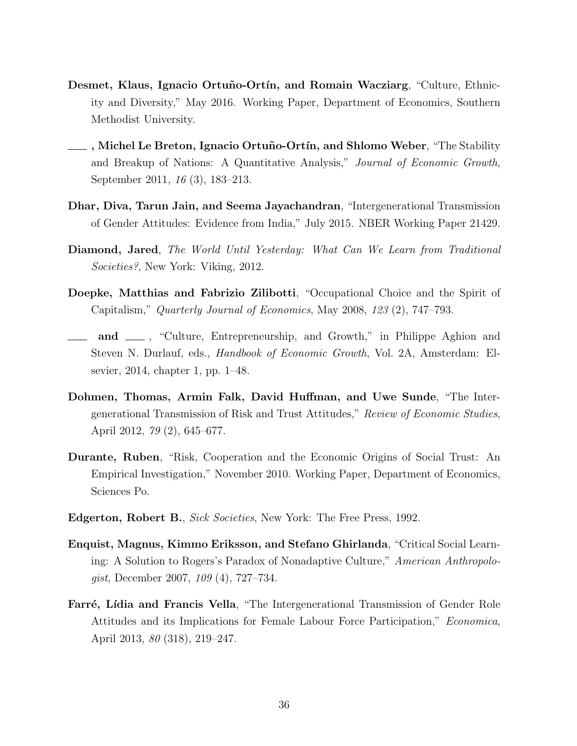**Desmet, Klaus, Ignacio Ortuño-Ortín, and Romain Wacziarg**, "Culture, Ethnicity and Diversity," May 2016. Working Paper, Department of Economics, Southern Methodist University.

___ **, Michel Le Breton, Ignacio Ortuño-Ortín, and Shlomo Weber**, "The Stability and Breakup of Nations: A Quantitative Analysis," *Journal of Economic Growth*, September 2011, *16* (3), 183–213.

**Dhar, Diva, Tarun Jain, and Seema Jayachandran**, "Intergenerational Transmission of Gender Attitudes: Evidence from India," July 2015. NBER Working Paper 21429.

**Diamond, Jared**, *The World Until Yesterday: What Can We Learn from Traditional Societies?*, New York: Viking, 2012.

**Doepke, Matthias and Fabrizio Zilibotti**, "Occupational Choice and the Spirit of Capitalism," *Quarterly Journal of Economics*, May 2008, *123* (2), 747–793.

___ **and** ___ , "Culture, Entrepreneurship, and Growth," in Philippe Aghion and Steven N. Durlauf, eds., *Handbook of Economic Growth*, Vol. 2A, Amsterdam: Elsevier, 2014, chapter 1, pp. 1–48.

**Dohmen, Thomas, Armin Falk, David Huffman, and Uwe Sunde**, "The Intergenerational Transmission of Risk and Trust Attitudes," *Review of Economic Studies*, April 2012, *79* (2), 645–677.

**Durante, Ruben**, "Risk, Cooperation and the Economic Origins of Social Trust: An Empirical Investigation," November 2010. Working Paper, Department of Economics, Sciences Po.

**Edgerton, Robert B.**, *Sick Societies*, New York: The Free Press, 1992.

**Enquist, Magnus, Kimmo Eriksson, and Stefano Ghirlanda**, "Critical Social Learning: A Solution to Rogers's Paradox of Nonadaptive Culture," *American Anthropologist*, December 2007, *109* (4), 727–734.

**Farré, Lídia and Francis Vella**, "The Intergenerational Transmission of Gender Role Attitudes and its Implications for Female Labour Force Participation," *Economica*, April 2013, *80* (318), 219–247.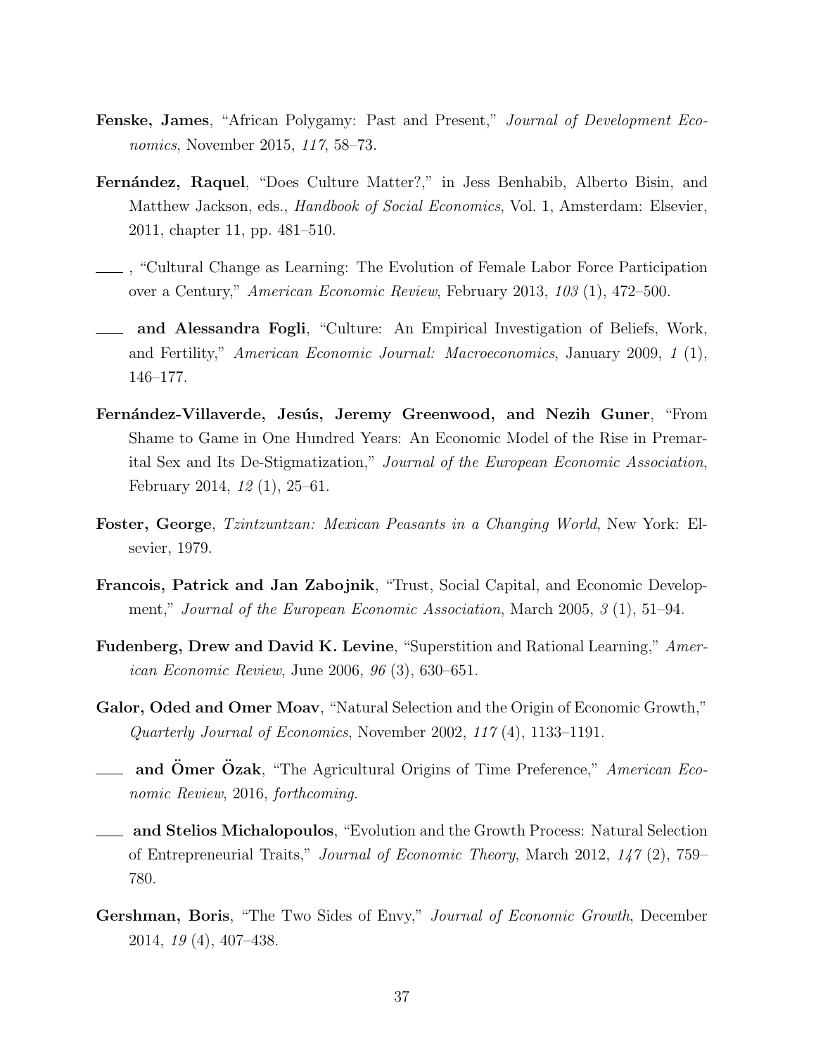**Fenske, James**, "African Polygamy: Past and Present," *Journal of Development Economics*, November 2015, *117*, 58–73.

**Fernández, Raquel**, "Does Culture Matter?," in Jess Benhabib, Alberto Bisin, and Matthew Jackson, eds., *Handbook of Social Economics*, Vol. 1, Amsterdam: Elsevier, 2011, chapter 11, pp. 481–510.

\_\_\_\_, "Cultural Change as Learning: The Evolution of Female Labor Force Participation over a Century," *American Economic Review*, February 2013, *103* (1), 472–500.

\_\_\_\_ **and Alessandra Fogli**, "Culture: An Empirical Investigation of Beliefs, Work, and Fertility," *American Economic Journal: Macroeconomics*, January 2009, *1* (1), 146–177.

**Fernández-Villaverde, Jesús, Jeremy Greenwood, and Nezih Guner**, "From Shame to Game in One Hundred Years: An Economic Model of the Rise in Premarital Sex and Its De-Stigmatization," *Journal of the European Economic Association*, February 2014, *12* (1), 25–61.

**Foster, George**, *Tzintzuntzan: Mexican Peasants in a Changing World*, New York: Elsevier, 1979.

**Francois, Patrick and Jan Zabojnik**, "Trust, Social Capital, and Economic Development," *Journal of the European Economic Association*, March 2005, *3* (1), 51–94.

**Fudenberg, Drew and David K. Levine**, "Superstition and Rational Learning," *American Economic Review*, June 2006, *96* (3), 630–651.

**Galor, Oded and Omer Moav**, "Natural Selection and the Origin of Economic Growth," *Quarterly Journal of Economics*, November 2002, *117* (4), 1133–1191.

\_\_\_\_ **and Ömer Özak**, "The Agricultural Origins of Time Preference," *American Economic Review*, 2016, *forthcoming.*

\_\_\_\_ **and Stelios Michalopoulos**, "Evolution and the Growth Process: Natural Selection of Entrepreneurial Traits," *Journal of Economic Theory*, March 2012, *147* (2), 759–780.

**Gershman, Boris**, "The Two Sides of Envy," *Journal of Economic Growth*, December 2014, *19* (4), 407–438.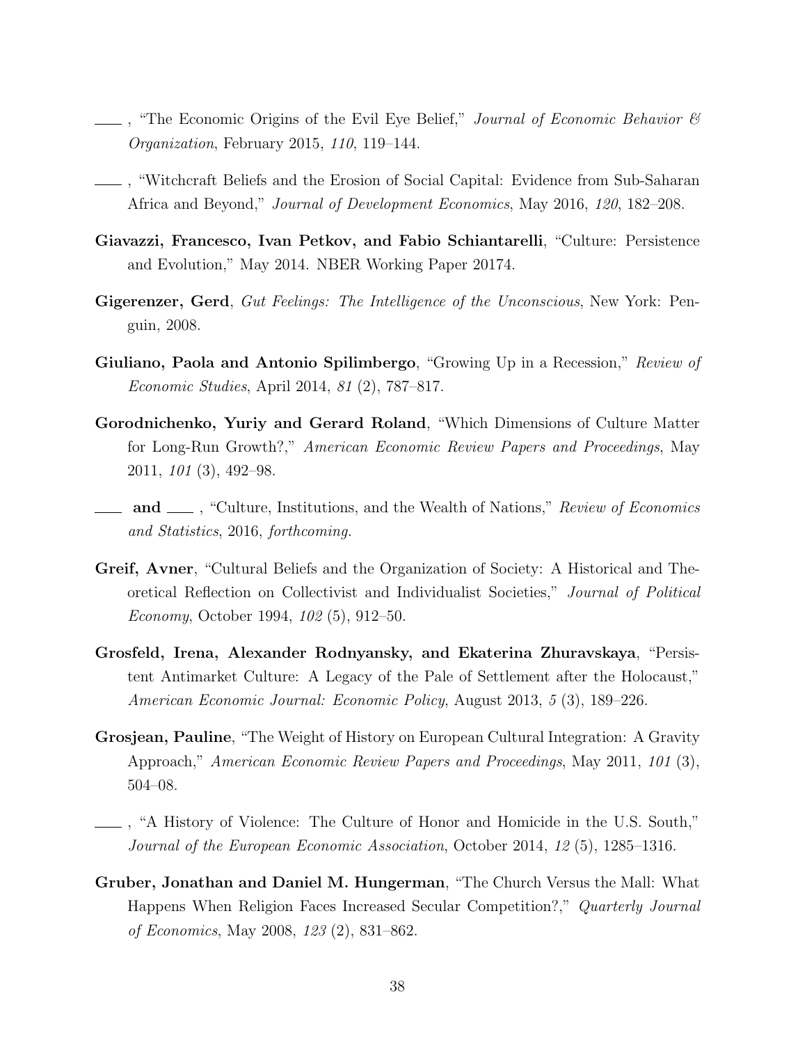——, "The Economic Origins of the Evil Eye Belief," *Journal of Economic Behavior & Organization*, February 2015, *110*, 119–144.

——, "Witchcraft Beliefs and the Erosion of Social Capital: Evidence from Sub-Saharan Africa and Beyond," *Journal of Development Economics*, May 2016, *120*, 182–208.

**Giavazzi, Francesco, Ivan Petkov, and Fabio Schiantarelli**, "Culture: Persistence and Evolution," May 2014. NBER Working Paper 20174.

**Gigerenzer, Gerd**, *Gut Feelings: The Intelligence of the Unconscious*, New York: Penguin, 2008.

**Giuliano, Paola and Antonio Spilimbergo**, "Growing Up in a Recession," *Review of Economic Studies*, April 2014, *81* (2), 787–817.

**Gorodnichenko, Yuriy and Gerard Roland**, "Which Dimensions of Culture Matter for Long-Run Growth?," *American Economic Review Papers and Proceedings*, May 2011, *101* (3), 492–98.

—— **and** ——, "Culture, Institutions, and the Wealth of Nations," *Review of Economics and Statistics*, 2016, *forthcoming.*

**Greif, Avner**, "Cultural Beliefs and the Organization of Society: A Historical and Theoretical Reflection on Collectivist and Individualist Societies," *Journal of Political Economy*, October 1994, *102* (5), 912–50.

**Grosfeld, Irena, Alexander Rodnyansky, and Ekaterina Zhuravskaya**, "Persistent Antimarket Culture: A Legacy of the Pale of Settlement after the Holocaust," *American Economic Journal: Economic Policy*, August 2013, *5* (3), 189–226.

**Grosjean, Pauline**, "The Weight of History on European Cultural Integration: A Gravity Approach," *American Economic Review Papers and Proceedings*, May 2011, *101* (3), 504–08.

——, "A History of Violence: The Culture of Honor and Homicide in the U.S. South," *Journal of the European Economic Association*, October 2014, *12* (5), 1285–1316.

**Gruber, Jonathan and Daniel M. Hungerman**, "The Church Versus the Mall: What Happens When Religion Faces Increased Secular Competition?," *Quarterly Journal of Economics*, May 2008, *123* (2), 831–862.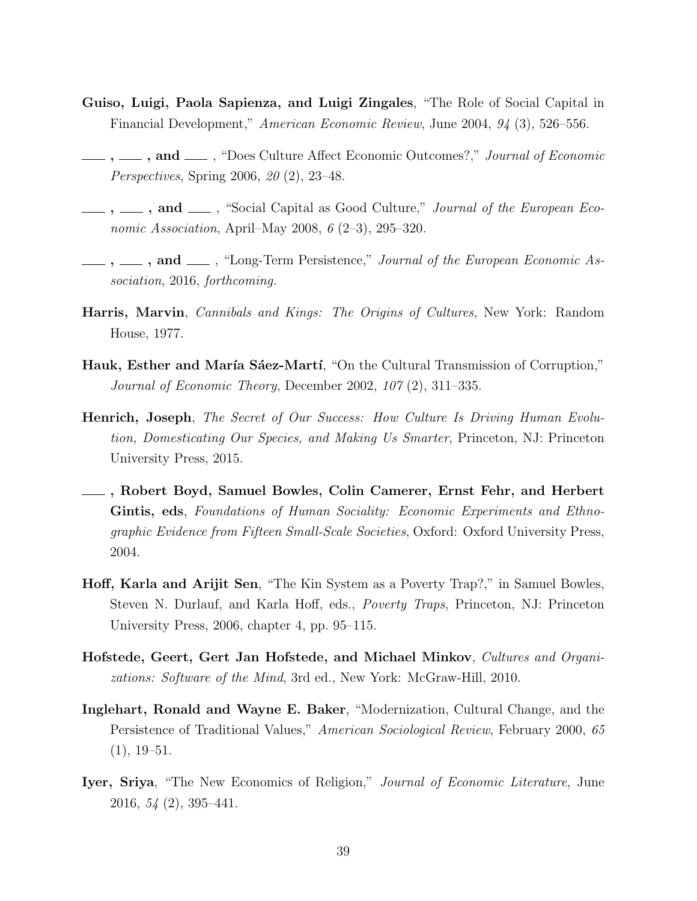**Guiso, Luigi, Paola Sapienza, and Luigi Zingales**, "The Role of Social Capital in Financial Development," *American Economic Review*, June 2004, *94* (3), 526–556.

**\_\_\_\_ , \_\_\_\_ , and \_\_\_\_** , "Does Culture Affect Economic Outcomes?," *Journal of Economic Perspectives*, Spring 2006, *20* (2), 23–48.

**\_\_\_\_ , \_\_\_\_ , and \_\_\_\_** , "Social Capital as Good Culture," *Journal of the European Economic Association*, April–May 2008, *6* (2–3), 295–320.

**\_\_\_\_ , \_\_\_\_ , and \_\_\_\_** , "Long-Term Persistence," *Journal of the European Economic Association*, 2016, *forthcoming.*

**Harris, Marvin**, *Cannibals and Kings: The Origins of Cultures*, New York: Random House, 1977.

**Hauk, Esther and María Sáez-Martí**, "On the Cultural Transmission of Corruption," *Journal of Economic Theory*, December 2002, *107* (2), 311–335.

**Henrich, Joseph**, *The Secret of Our Success: How Culture Is Driving Human Evolution, Domesticating Our Species, and Making Us Smarter*, Princeton, NJ: Princeton University Press, 2015.

**\_\_\_\_ , Robert Boyd, Samuel Bowles, Colin Camerer, Ernst Fehr, and Herbert Gintis, eds**, *Foundations of Human Sociality: Economic Experiments and Ethnographic Evidence from Fifteen Small-Scale Societies*, Oxford: Oxford University Press, 2004.

**Hoff, Karla and Arijit Sen**, "The Kin System as a Poverty Trap?," in Samuel Bowles, Steven N. Durlauf, and Karla Hoff, eds., *Poverty Traps*, Princeton, NJ: Princeton University Press, 2006, chapter 4, pp. 95–115.

**Hofstede, Geert, Gert Jan Hofstede, and Michael Minkov**, *Cultures and Organizations: Software of the Mind*, 3rd ed., New York: McGraw-Hill, 2010.

**Inglehart, Ronald and Wayne E. Baker**, "Modernization, Cultural Change, and the Persistence of Traditional Values," *American Sociological Review*, February 2000, *65* (1), 19–51.

**Iyer, Sriya**, "The New Economics of Religion," *Journal of Economic Literature*, June 2016, *54* (2), 395–441.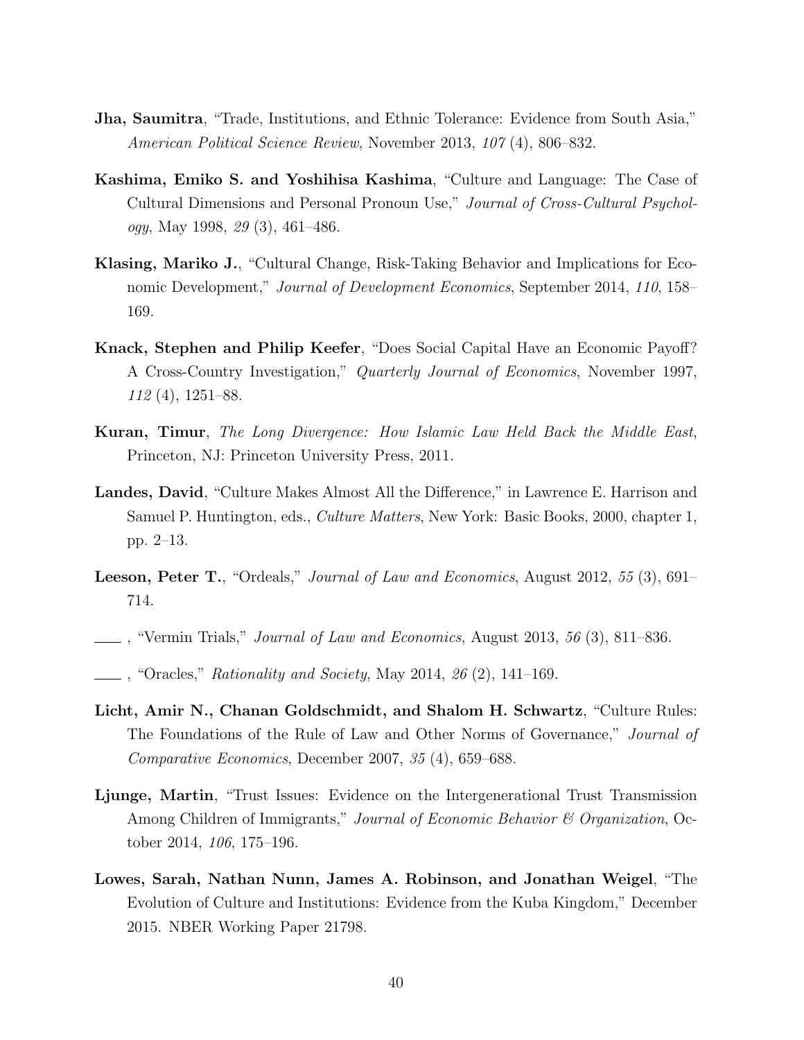**Jha, Saumitra**, "Trade, Institutions, and Ethnic Tolerance: Evidence from South Asia," *American Political Science Review*, November 2013, *107* (4), 806–832.

**Kashima, Emiko S. and Yoshihisa Kashima**, "Culture and Language: The Case of Cultural Dimensions and Personal Pronoun Use," *Journal of Cross-Cultural Psychology*, May 1998, *29* (3), 461–486.

**Klasing, Mariko J.**, "Cultural Change, Risk-Taking Behavior and Implications for Economic Development," *Journal of Development Economics*, September 2014, *110*, 158–169.

**Knack, Stephen and Philip Keefer**, "Does Social Capital Have an Economic Payoff? A Cross-Country Investigation," *Quarterly Journal of Economics*, November 1997, *112* (4), 1251–88.

**Kuran, Timur**, *The Long Divergence: How Islamic Law Held Back the Middle East*, Princeton, NJ: Princeton University Press, 2011.

**Landes, David**, "Culture Makes Almost All the Difference," in Lawrence E. Harrison and Samuel P. Huntington, eds., *Culture Matters*, New York: Basic Books, 2000, chapter 1, pp. 2–13.

**Leeson, Peter T.**, "Ordeals," *Journal of Law and Economics*, August 2012, *55* (3), 691–714.

\_\_\_\_, "Vermin Trials," *Journal of Law and Economics*, August 2013, *56* (3), 811–836.

\_\_\_\_, "Oracles," *Rationality and Society*, May 2014, *26* (2), 141–169.

**Licht, Amir N., Chanan Goldschmidt, and Shalom H. Schwartz**, "Culture Rules: The Foundations of the Rule of Law and Other Norms of Governance," *Journal of Comparative Economics*, December 2007, *35* (4), 659–688.

**Ljunge, Martin**, "Trust Issues: Evidence on the Intergenerational Trust Transmission Among Children of Immigrants," *Journal of Economic Behavior & Organization*, October 2014, *106*, 175–196.

**Lowes, Sarah, Nathan Nunn, James A. Robinson, and Jonathan Weigel**, "The Evolution of Culture and Institutions: Evidence from the Kuba Kingdom," December 2015. NBER Working Paper 21798.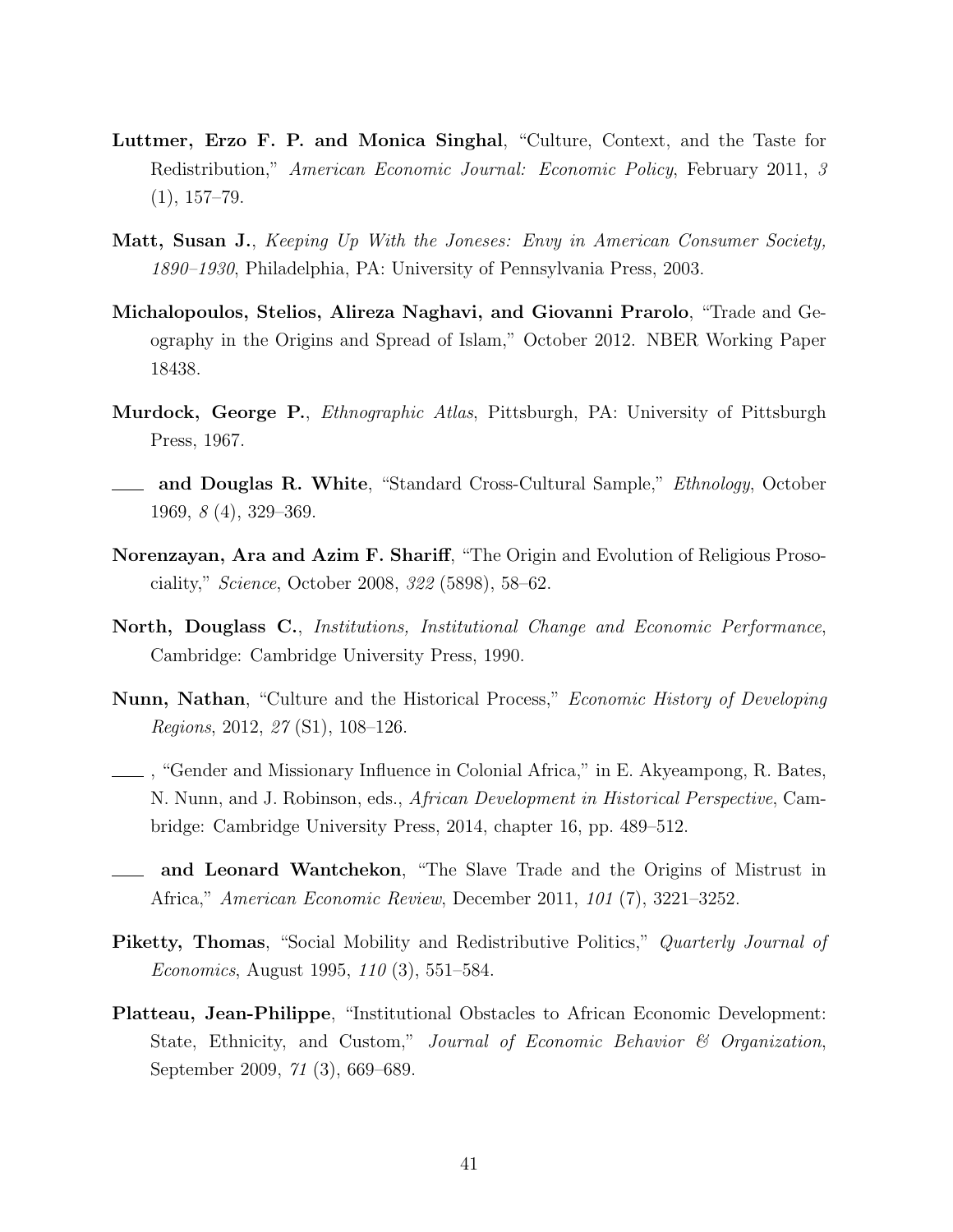**Luttmer, Erzo F. P. and Monica Singhal**, "Culture, Context, and the Taste for Redistribution," *American Economic Journal: Economic Policy*, February 2011, *3* (1), 157–79.

**Matt, Susan J.**, *Keeping Up With the Joneses: Envy in American Consumer Society, 1890–1930*, Philadelphia, PA: University of Pennsylvania Press, 2003.

**Michalopoulos, Stelios, Alireza Naghavi, and Giovanni Prarolo**, "Trade and Geography in the Origins and Spread of Islam," October 2012. NBER Working Paper 18438.

**Murdock, George P.**, *Ethnographic Atlas*, Pittsburgh, PA: University of Pittsburgh Press, 1967.

**\_\_\_\_ and Douglas R. White**, "Standard Cross-Cultural Sample," *Ethnology*, October 1969, *8* (4), 329–369.

**Norenzayan, Ara and Azim F. Shariff**, "The Origin and Evolution of Religious Prosociality," *Science*, October 2008, *322* (5898), 58–62.

**North, Douglass C.**, *Institutions, Institutional Change and Economic Performance*, Cambridge: Cambridge University Press, 1990.

**Nunn, Nathan**, "Culture and the Historical Process," *Economic History of Developing Regions*, 2012, *27* (S1), 108–126.

\_\_\_\_ , "Gender and Missionary Influence in Colonial Africa," in E. Akyeampong, R. Bates, N. Nunn, and J. Robinson, eds., *African Development in Historical Perspective*, Cambridge: Cambridge University Press, 2014, chapter 16, pp. 489–512.

**\_\_\_\_ and Leonard Wantchekon**, "The Slave Trade and the Origins of Mistrust in Africa," *American Economic Review*, December 2011, *101* (7), 3221–3252.

**Piketty, Thomas**, "Social Mobility and Redistributive Politics," *Quarterly Journal of Economics*, August 1995, *110* (3), 551–584.

**Platteau, Jean-Philippe**, "Institutional Obstacles to African Economic Development: State, Ethnicity, and Custom," *Journal of Economic Behavior & Organization*, September 2009, *71* (3), 669–689.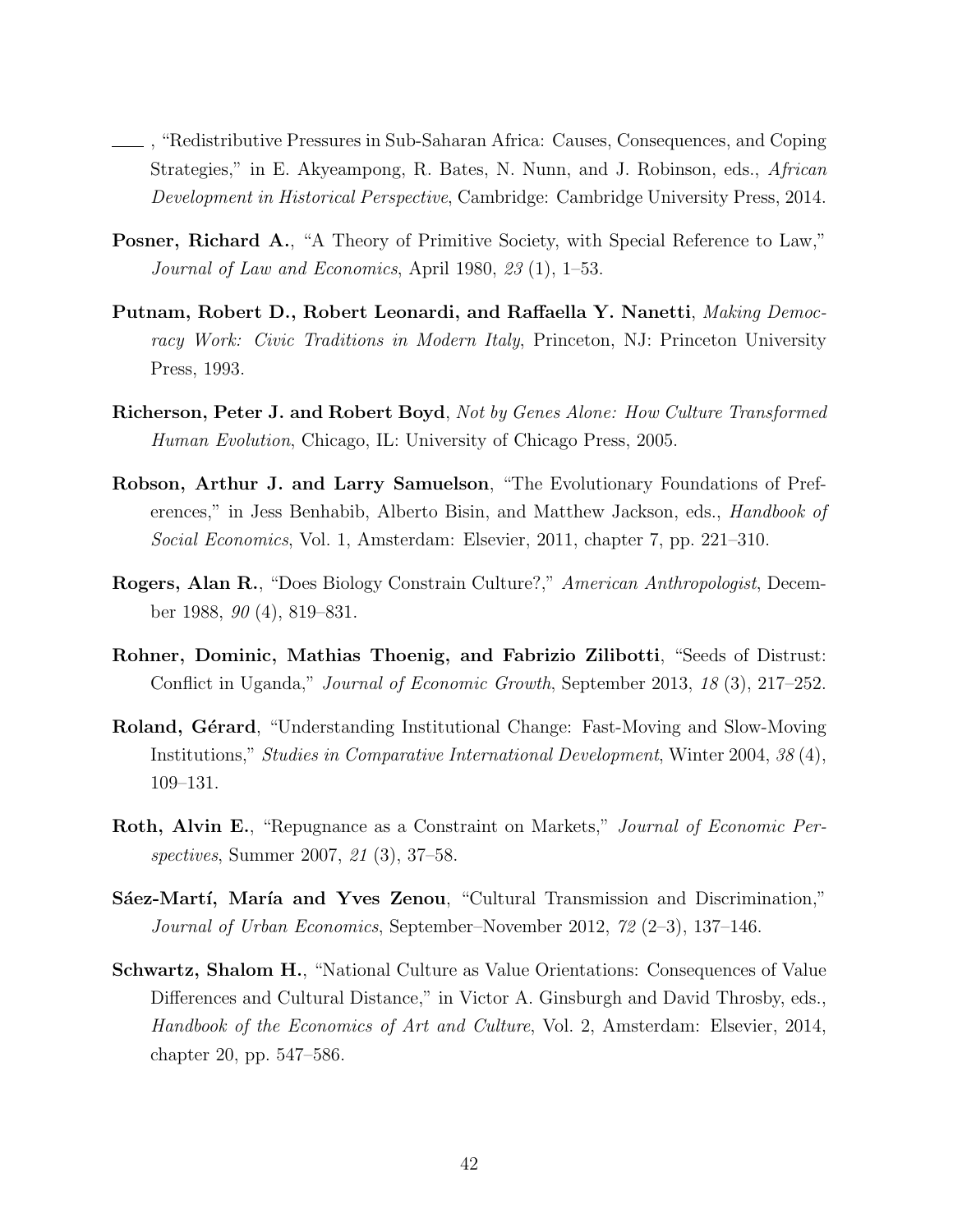——, "Redistributive Pressures in Sub-Saharan Africa: Causes, Consequences, and Coping Strategies," in E. Akyeampong, R. Bates, N. Nunn, and J. Robinson, eds., *African Development in Historical Perspective*, Cambridge: Cambridge University Press, 2014.

**Posner, Richard A.**, "A Theory of Primitive Society, with Special Reference to Law," *Journal of Law and Economics*, April 1980, *23* (1), 1–53.

**Putnam, Robert D., Robert Leonardi, and Raffaella Y. Nanetti**, *Making Democracy Work: Civic Traditions in Modern Italy*, Princeton, NJ: Princeton University Press, 1993.

**Richerson, Peter J. and Robert Boyd**, *Not by Genes Alone: How Culture Transformed Human Evolution*, Chicago, IL: University of Chicago Press, 2005.

**Robson, Arthur J. and Larry Samuelson**, "The Evolutionary Foundations of Preferences," in Jess Benhabib, Alberto Bisin, and Matthew Jackson, eds., *Handbook of Social Economics*, Vol. 1, Amsterdam: Elsevier, 2011, chapter 7, pp. 221–310.

**Rogers, Alan R.**, "Does Biology Constrain Culture?," *American Anthropologist*, December 1988, *90* (4), 819–831.

**Rohner, Dominic, Mathias Thoenig, and Fabrizio Zilibotti**, "Seeds of Distrust: Conflict in Uganda," *Journal of Economic Growth*, September 2013, *18* (3), 217–252.

**Roland, Gérard**, "Understanding Institutional Change: Fast-Moving and Slow-Moving Institutions," *Studies in Comparative International Development*, Winter 2004, *38* (4), 109–131.

**Roth, Alvin E.**, "Repugnance as a Constraint on Markets," *Journal of Economic Perspectives*, Summer 2007, *21* (3), 37–58.

**Sáez-Martí, María and Yves Zenou**, "Cultural Transmission and Discrimination," *Journal of Urban Economics*, September–November 2012, *72* (2–3), 137–146.

**Schwartz, Shalom H.**, "National Culture as Value Orientations: Consequences of Value Differences and Cultural Distance," in Victor A. Ginsburgh and David Throsby, eds., *Handbook of the Economics of Art and Culture*, Vol. 2, Amsterdam: Elsevier, 2014, chapter 20, pp. 547–586.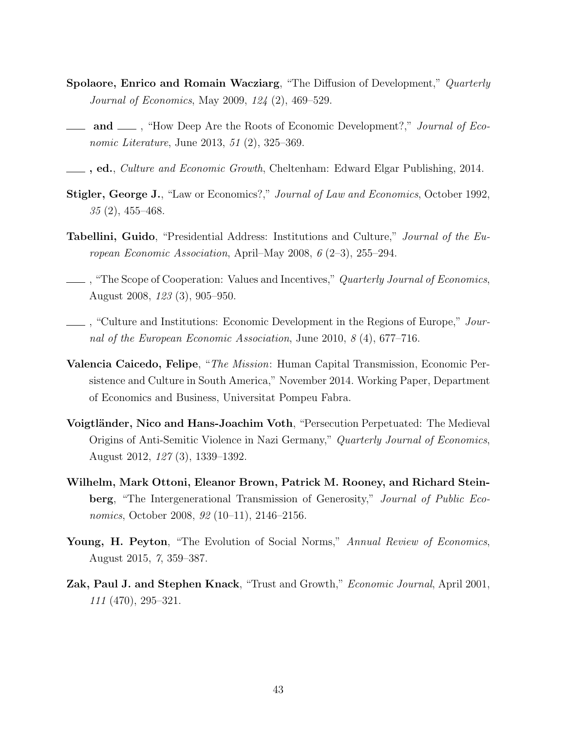**Spolaore, Enrico and Romain Wacziarg**, "The Diffusion of Development," *Quarterly Journal of Economics*, May 2009, *124* (2), 469–529.

**\_\_\_\_ and \_\_\_\_** , "How Deep Are the Roots of Economic Development?," *Journal of Economic Literature*, June 2013, *51* (2), 325–369.

**\_\_\_\_ , ed.**, *Culture and Economic Growth*, Cheltenham: Edward Elgar Publishing, 2014.

**Stigler, George J.**, "Law or Economics?," *Journal of Law and Economics*, October 1992, *35* (2), 455–468.

**Tabellini, Guido**, "Presidential Address: Institutions and Culture," *Journal of the European Economic Association*, April–May 2008, *6* (2–3), 255–294.

\_\_\_\_ , "The Scope of Cooperation: Values and Incentives," *Quarterly Journal of Economics*, August 2008, *123* (3), 905–950.

\_\_\_\_ , "Culture and Institutions: Economic Development in the Regions of Europe," *Journal of the European Economic Association*, June 2010, *8* (4), 677–716.

**Valencia Caicedo, Felipe**, "*The Mission*: Human Capital Transmission, Economic Persistence and Culture in South America," November 2014. Working Paper, Department of Economics and Business, Universitat Pompeu Fabra.

**Voigtländer, Nico and Hans-Joachim Voth**, "Persecution Perpetuated: The Medieval Origins of Anti-Semitic Violence in Nazi Germany," *Quarterly Journal of Economics*, August 2012, *127* (3), 1339–1392.

**Wilhelm, Mark Ottoni, Eleanor Brown, Patrick M. Rooney, and Richard Steinberg**, "The Intergenerational Transmission of Generosity," *Journal of Public Economics*, October 2008, *92* (10–11), 2146–2156.

**Young, H. Peyton**, "The Evolution of Social Norms," *Annual Review of Economics*, August 2015, *7*, 359–387.

**Zak, Paul J. and Stephen Knack**, "Trust and Growth," *Economic Journal*, April 2001, *111* (470), 295–321.